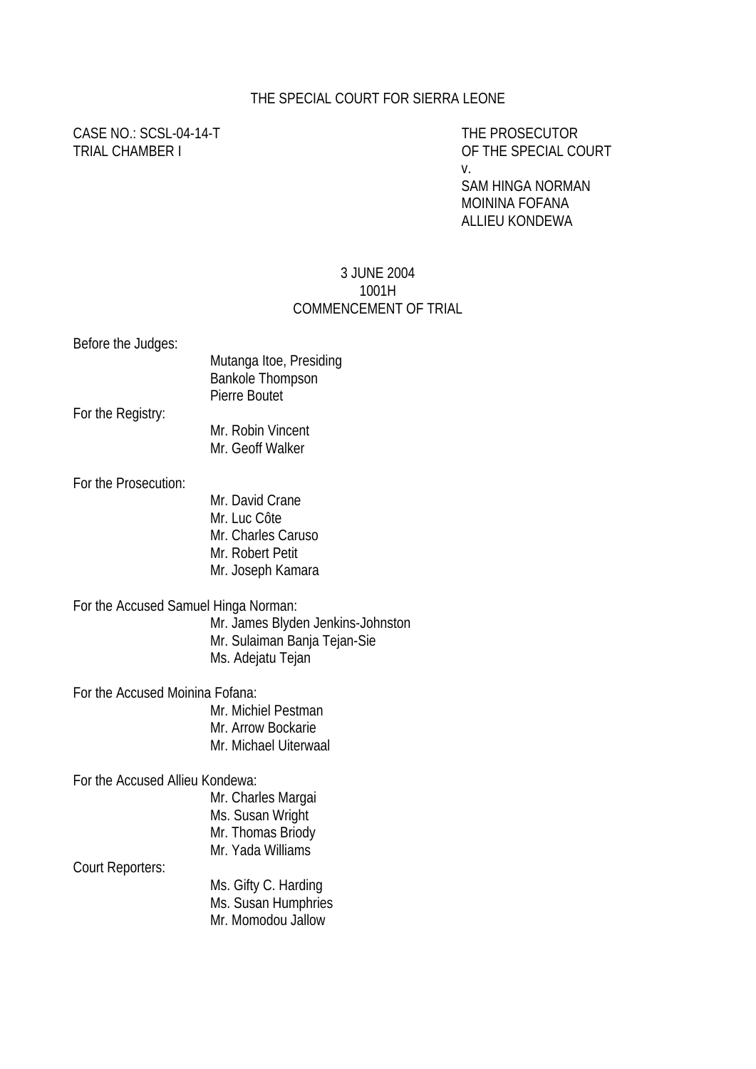THE SPECIAL COURT FOR SIERRA LEONE

CASE NO.: SCSL-04-14-T
TRIAL CHAMBER I

THE PROSECUTOR
OF THE SPECIAL COURT
v.
SAM HINGA NORMAN
MOININA FOFANA
ALLIEU KONDEWA

3 JUNE 2004
1001H
COMMENCEMENT OF TRIAL

Before the Judges:
Mutanga Itoe, Presiding
Bankole Thompson
Pierre Boutet

For the Registry:
Mr. Robin Vincent
Mr. Geoff Walker

For the Prosecution:
Mr. David Crane
Mr. Luc Côte
Mr. Charles Caruso
Mr. Robert Petit
Mr. Joseph Kamara

For the Accused Samuel Hinga Norman:
Mr. James Blyden Jenkins-Johnston
Mr. Sulaiman Banja Tejan-Sie
Ms. Adejatu Tejan

For the Accused Moinina Fofana:
Mr. Michiel Pestman
Mr. Arrow Bockarie
Mr. Michael Uiterwaal

For the Accused Allieu Kondewa:
Mr. Charles Margai
Ms. Susan Wright
Mr. Thomas Briody
Mr. Yada Williams

Court Reporters:
Ms. Gifty C. Harding
Ms. Susan Humphries
Mr. Momodou Jallow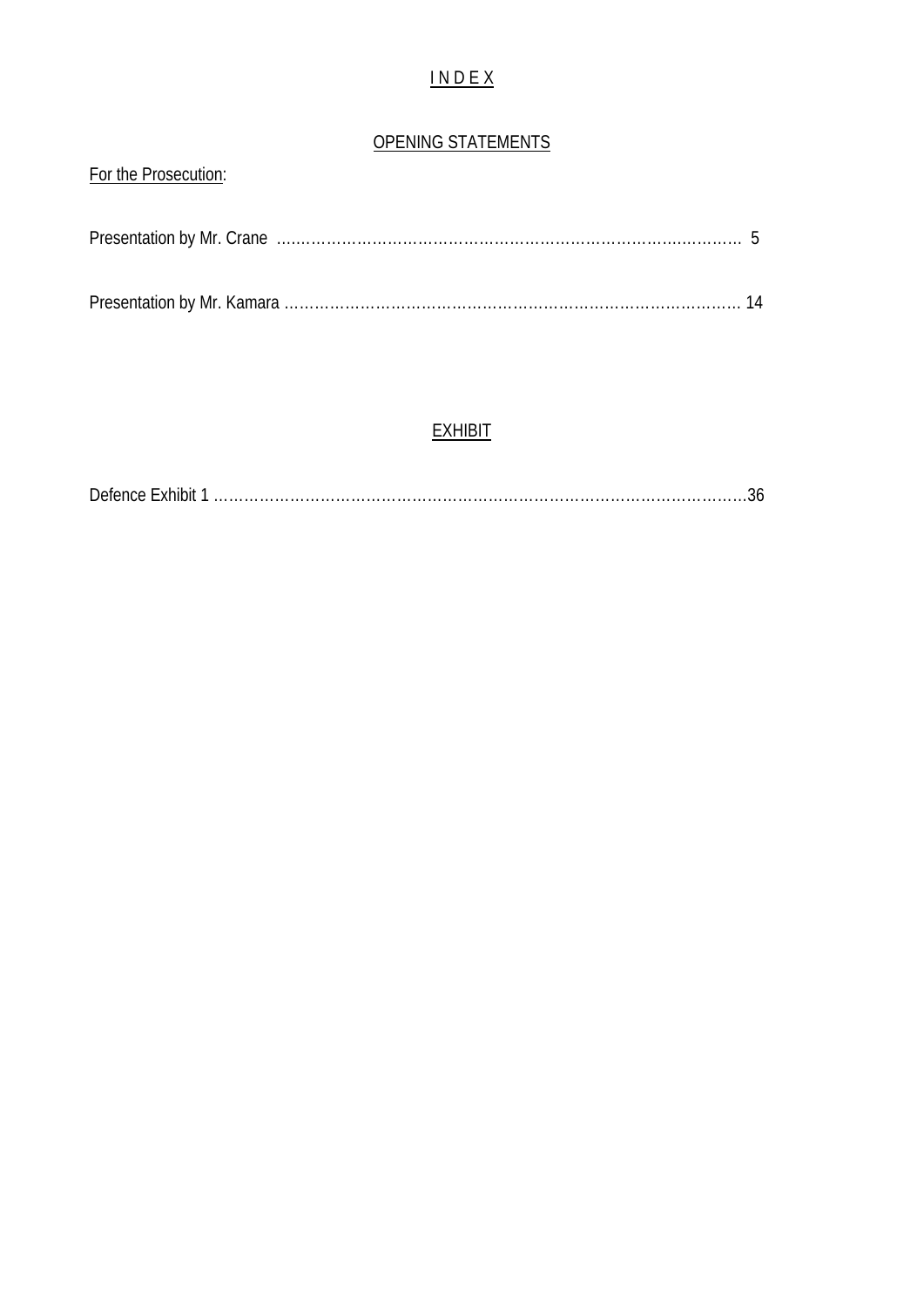# INDEX

## OPENING STATEMENTS

For the Prosecution:

Presentation by Mr. Crane ........................................................................................ 5

Presentation by Mr. Kamara ...................................................................................... 14

## EXHIBIT

Defence Exhibit 1 .......................................................................................................36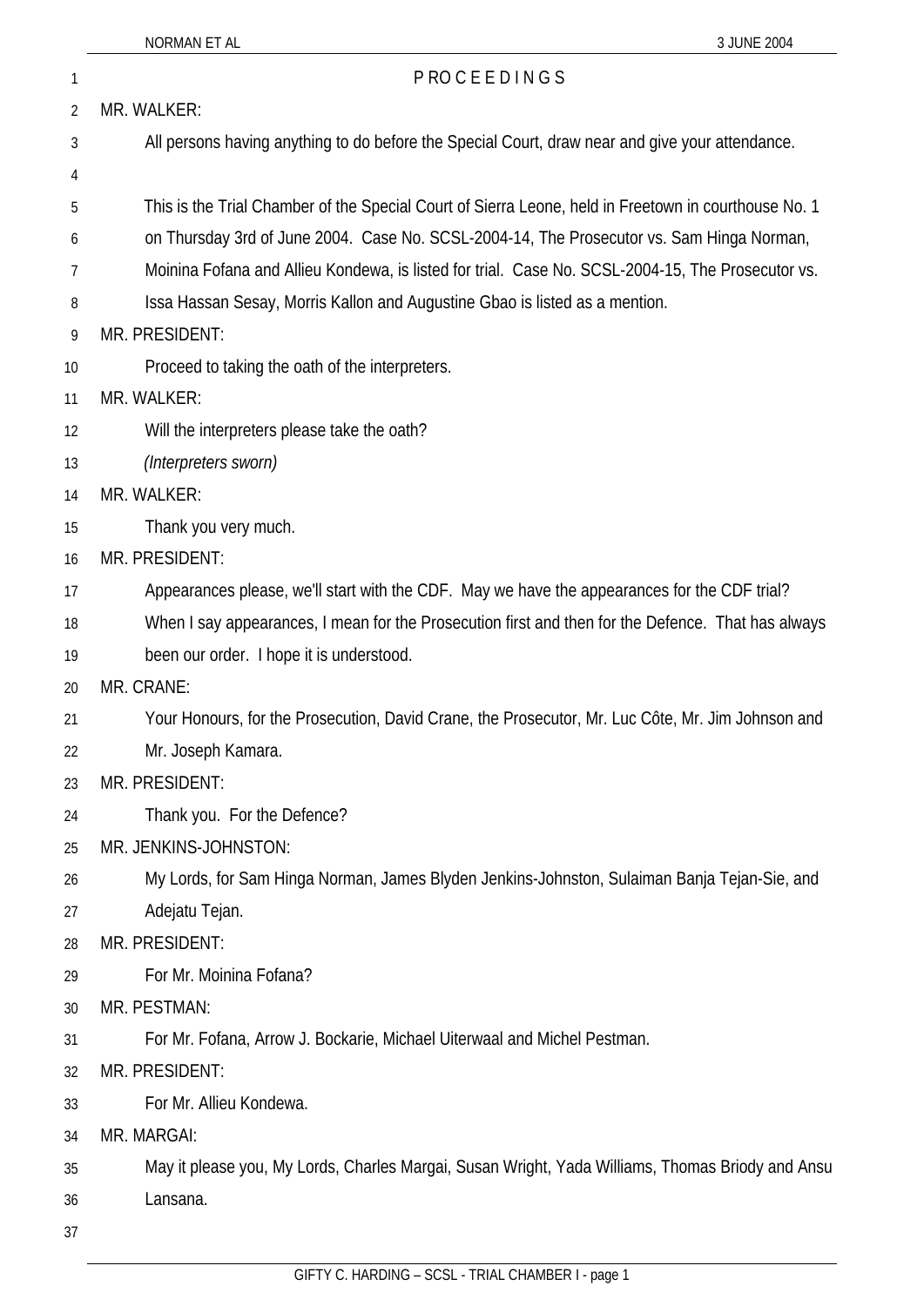PROCEEDINGS

MR. WALKER:

All persons having anything to do before the Special Court, draw near and give your attendance.

This is the Trial Chamber of the Special Court of Sierra Leone, held in Freetown in courthouse No. 1 on Thursday 3rd of June 2004. Case No. SCSL-2004-14, The Prosecutor vs. Sam Hinga Norman, Moinina Fofana and Allieu Kondewa, is listed for trial. Case No. SCSL-2004-15, The Prosecutor vs. Issa Hassan Sesay, Morris Kallon and Augustine Gbao is listed as a mention.

MR. PRESIDENT:

Proceed to taking the oath of the interpreters.

MR. WALKER:

Will the interpreters please take the oath?

*(Interpreters sworn)*

MR. WALKER:

Thank you very much.

MR. PRESIDENT:

Appearances please, we'll start with the CDF. May we have the appearances for the CDF trial? When I say appearances, I mean for the Prosecution first and then for the Defence. That has always been our order. I hope it is understood.

MR. CRANE:

Your Honours, for the Prosecution, David Crane, the Prosecutor, Mr. Luc Côte, Mr. Jim Johnson and Mr. Joseph Kamara.

MR. PRESIDENT:

Thank you. For the Defence?

MR. JENKINS-JOHNSTON:

My Lords, for Sam Hinga Norman, James Blyden Jenkins-Johnston, Sulaiman Banja Tejan-Sie, and Adejatu Tejan.

MR. PRESIDENT:

For Mr. Moinina Fofana?

MR. PESTMAN:

For Mr. Fofana, Arrow J. Bockarie, Michael Uiterwaal and Michel Pestman.

MR. PRESIDENT:

For Mr. Allieu Kondewa.

MR. MARGAI:

May it please you, My Lords, Charles Margai, Susan Wright, Yada Williams, Thomas Briody and Ansu Lansana.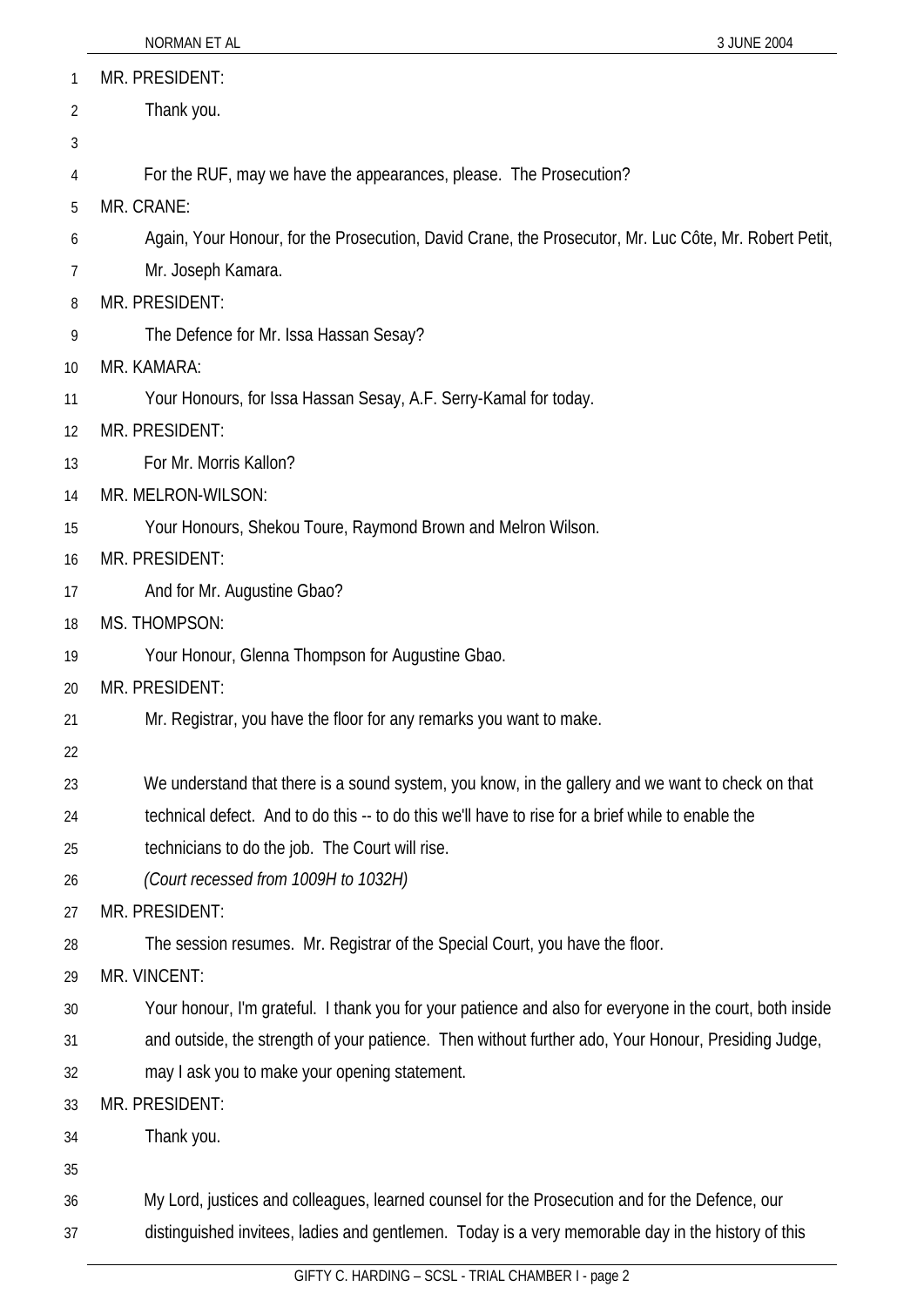MR. PRESIDENT:

Thank you.

For the RUF, may we have the appearances, please. The Prosecution?

MR. CRANE:

Again, Your Honour, for the Prosecution, David Crane, the Prosecutor, Mr. Luc Côte, Mr. Robert Petit, Mr. Joseph Kamara.

MR. PRESIDENT:

The Defence for Mr. Issa Hassan Sesay?

MR. KAMARA:

Your Honours, for Issa Hassan Sesay, A.F. Serry-Kamal for today.

MR. PRESIDENT:

For Mr. Morris Kallon?

MR. MELRON-WILSON:

Your Honours, Shekou Toure, Raymond Brown and Melron Wilson.

MR. PRESIDENT:

And for Mr. Augustine Gbao?

MS. THOMPSON:

Your Honour, Glenna Thompson for Augustine Gbao.

MR. PRESIDENT:

Mr. Registrar, you have the floor for any remarks you want to make.

We understand that there is a sound system, you know, in the gallery and we want to check on that technical defect. And to do this -- to do this we'll have to rise for a brief while to enable the technicians to do the job. The Court will rise.

*(Court recessed from 1009H to 1032H)*

MR. PRESIDENT:

The session resumes. Mr. Registrar of the Special Court, you have the floor.

MR. VINCENT:

Your honour, I'm grateful. I thank you for your patience and also for everyone in the court, both inside and outside, the strength of your patience. Then without further ado, Your Honour, Presiding Judge, may I ask you to make your opening statement.

MR. PRESIDENT:

Thank you.

My Lord, justices and colleagues, learned counsel for the Prosecution and for the Defence, our distinguished invitees, ladies and gentlemen. Today is a very memorable day in the history of this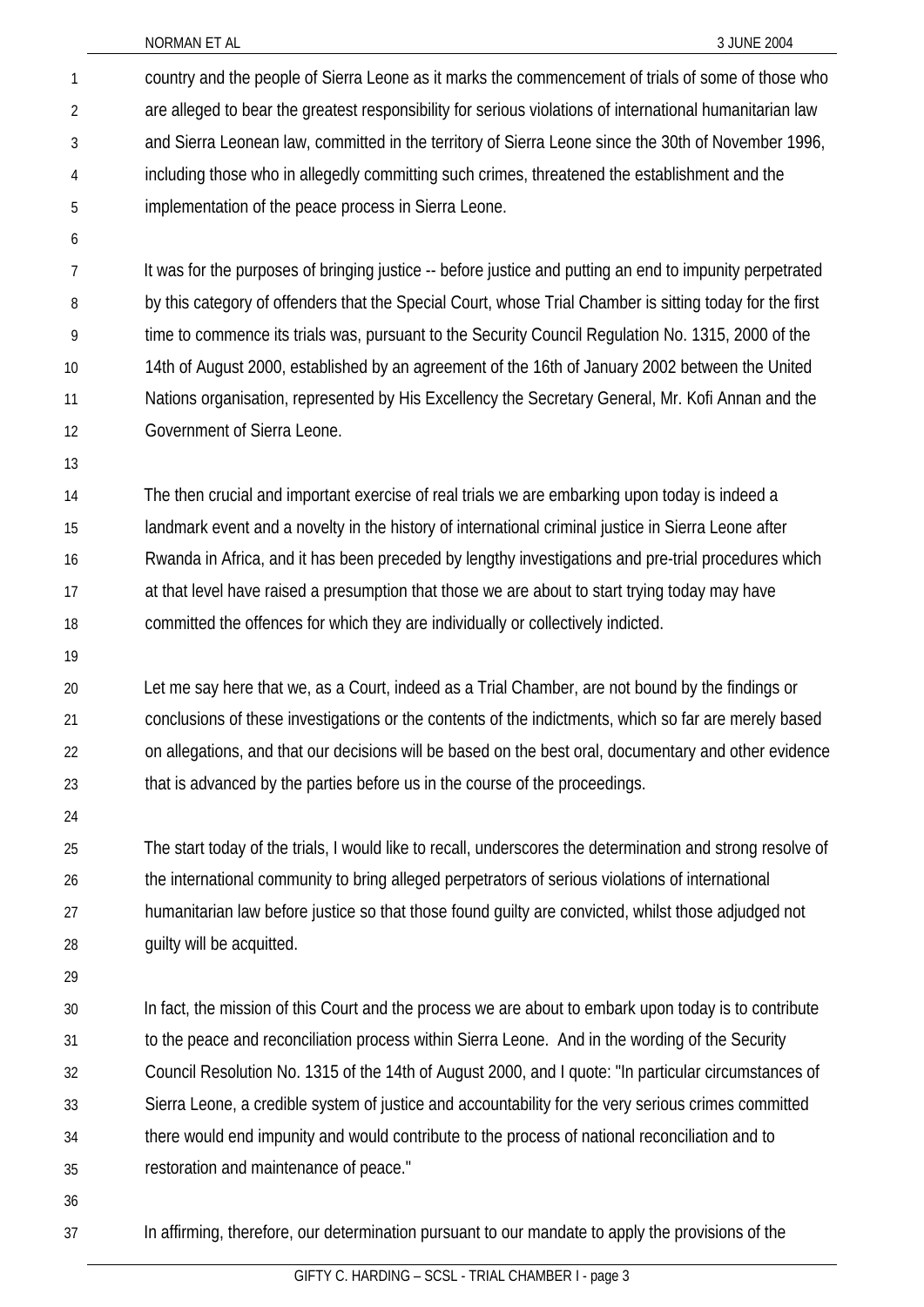country and the people of Sierra Leone as it marks the commencement of trials of some of those who are alleged to bear the greatest responsibility for serious violations of international humanitarian law and Sierra Leonean law, committed in the territory of Sierra Leone since the 30th of November 1996, including those who in allegedly committing such crimes, threatened the establishment and the implementation of the peace process in Sierra Leone.

It was for the purposes of bringing justice -- before justice and putting an end to impunity perpetrated by this category of offenders that the Special Court, whose Trial Chamber is sitting today for the first time to commence its trials was, pursuant to the Security Council Regulation No. 1315, 2000 of the 14th of August 2000, established by an agreement of the 16th of January 2002 between the United Nations organisation, represented by His Excellency the Secretary General, Mr. Kofi Annan and the Government of Sierra Leone.

The then crucial and important exercise of real trials we are embarking upon today is indeed a landmark event and a novelty in the history of international criminal justice in Sierra Leone after Rwanda in Africa, and it has been preceded by lengthy investigations and pre-trial procedures which at that level have raised a presumption that those we are about to start trying today may have committed the offences for which they are individually or collectively indicted.

Let me say here that we, as a Court, indeed as a Trial Chamber, are not bound by the findings or conclusions of these investigations or the contents of the indictments, which so far are merely based on allegations, and that our decisions will be based on the best oral, documentary and other evidence that is advanced by the parties before us in the course of the proceedings.

The start today of the trials, I would like to recall, underscores the determination and strong resolve of the international community to bring alleged perpetrators of serious violations of international humanitarian law before justice so that those found guilty are convicted, whilst those adjudged not guilty will be acquitted.

In fact, the mission of this Court and the process we are about to embark upon today is to contribute to the peace and reconciliation process within Sierra Leone. And in the wording of the Security Council Resolution No. 1315 of the 14th of August 2000, and I quote: "In particular circumstances of Sierra Leone, a credible system of justice and accountability for the very serious crimes committed there would end impunity and would contribute to the process of national reconciliation and to restoration and maintenance of peace."

In affirming, therefore, our determination pursuant to our mandate to apply the provisions of the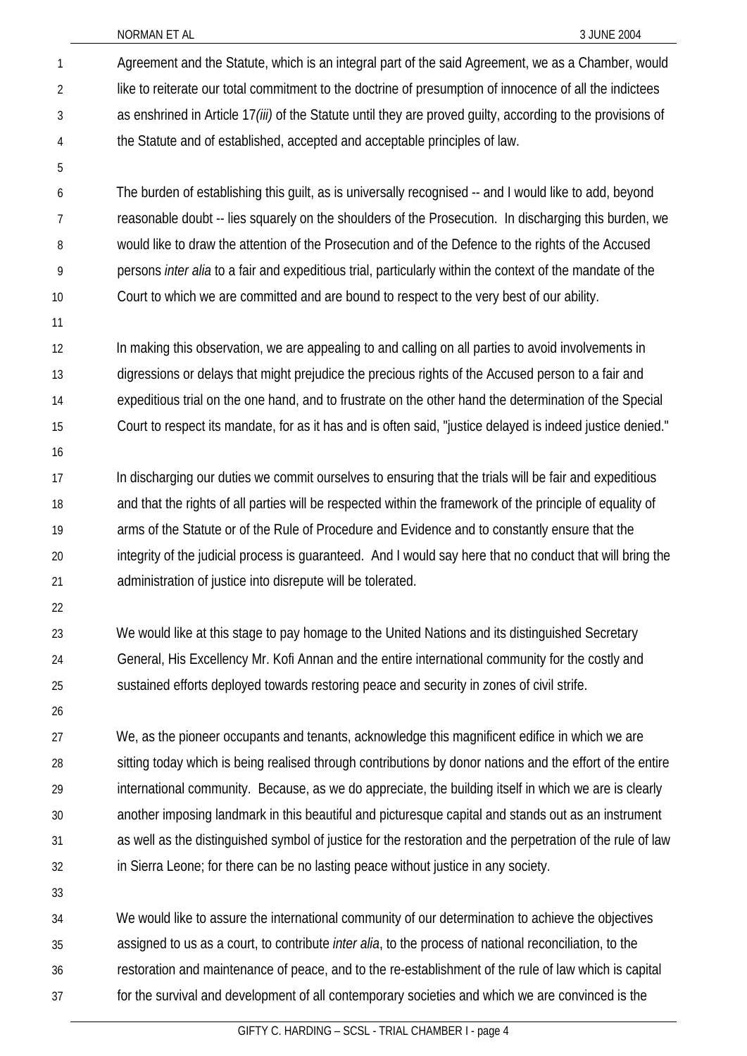Agreement and the Statute, which is an integral part of the said Agreement, we as a Chamber, would like to reiterate our total commitment to the doctrine of presumption of innocence of all the indictees as enshrined in Article 17*(iii)* of the Statute until they are proved guilty, according to the provisions of the Statute and of established, accepted and acceptable principles of law.

The burden of establishing this guilt, as is universally recognised -- and I would like to add, beyond reasonable doubt -- lies squarely on the shoulders of the Prosecution. In discharging this burden, we would like to draw the attention of the Prosecution and of the Defence to the rights of the Accused persons *inter alia* to a fair and expeditious trial, particularly within the context of the mandate of the Court to which we are committed and are bound to respect to the very best of our ability.

In making this observation, we are appealing to and calling on all parties to avoid involvements in digressions or delays that might prejudice the precious rights of the Accused person to a fair and expeditious trial on the one hand, and to frustrate on the other hand the determination of the Special Court to respect its mandate, for as it has and is often said, "justice delayed is indeed justice denied."

In discharging our duties we commit ourselves to ensuring that the trials will be fair and expeditious and that the rights of all parties will be respected within the framework of the principle of equality of arms of the Statute or of the Rule of Procedure and Evidence and to constantly ensure that the integrity of the judicial process is guaranteed. And I would say here that no conduct that will bring the administration of justice into disrepute will be tolerated.

We would like at this stage to pay homage to the United Nations and its distinguished Secretary General, His Excellency Mr. Kofi Annan and the entire international community for the costly and sustained efforts deployed towards restoring peace and security in zones of civil strife.

We, as the pioneer occupants and tenants, acknowledge this magnificent edifice in which we are sitting today which is being realised through contributions by donor nations and the effort of the entire international community. Because, as we do appreciate, the building itself in which we are is clearly another imposing landmark in this beautiful and picturesque capital and stands out as an instrument as well as the distinguished symbol of justice for the restoration and the perpetration of the rule of law in Sierra Leone; for there can be no lasting peace without justice in any society.

We would like to assure the international community of our determination to achieve the objectives assigned to us as a court, to contribute *inter alia*, to the process of national reconciliation, to the restoration and maintenance of peace, and to the re-establishment of the rule of law which is capital for the survival and development of all contemporary societies and which we are convinced is the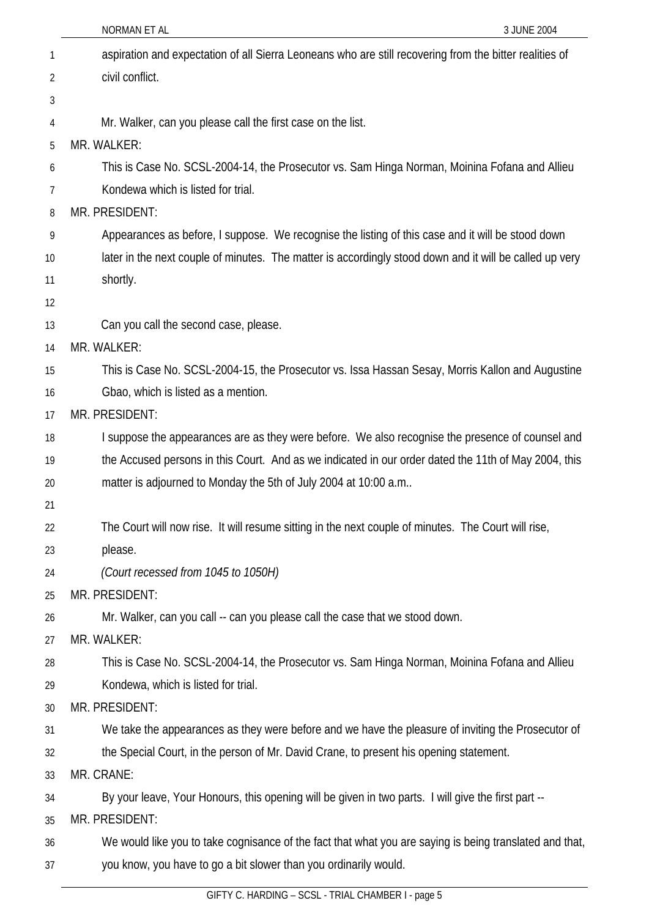aspiration and expectation of all Sierra Leoneans who are still recovering from the bitter realities of civil conflict.

Mr. Walker, can you please call the first case on the list.

MR. WALKER:

This is Case No. SCSL-2004-14, the Prosecutor vs. Sam Hinga Norman, Moinina Fofana and Allieu Kondewa which is listed for trial.

MR. PRESIDENT:

Appearances as before, I suppose. We recognise the listing of this case and it will be stood down later in the next couple of minutes. The matter is accordingly stood down and it will be called up very shortly.

Can you call the second case, please.

MR. WALKER:

This is Case No. SCSL-2004-15, the Prosecutor vs. Issa Hassan Sesay, Morris Kallon and Augustine Gbao, which is listed as a mention.

MR. PRESIDENT:

I suppose the appearances are as they were before. We also recognise the presence of counsel and the Accused persons in this Court. And as we indicated in our order dated the 11th of May 2004, this matter is adjourned to Monday the 5th of July 2004 at 10:00 a.m..

The Court will now rise. It will resume sitting in the next couple of minutes. The Court will rise, please.

*(Court recessed from 1045 to 1050H)*

MR. PRESIDENT:

Mr. Walker, can you call -- can you please call the case that we stood down.

MR. WALKER:

This is Case No. SCSL-2004-14, the Prosecutor vs. Sam Hinga Norman, Moinina Fofana and Allieu Kondewa, which is listed for trial.

MR. PRESIDENT:

We take the appearances as they were before and we have the pleasure of inviting the Prosecutor of the Special Court, in the person of Mr. David Crane, to present his opening statement.

MR. CRANE:

By your leave, Your Honours, this opening will be given in two parts. I will give the first part --

MR. PRESIDENT:

We would like you to take cognisance of the fact that what you are saying is being translated and that, you know, you have to go a bit slower than you ordinarily would.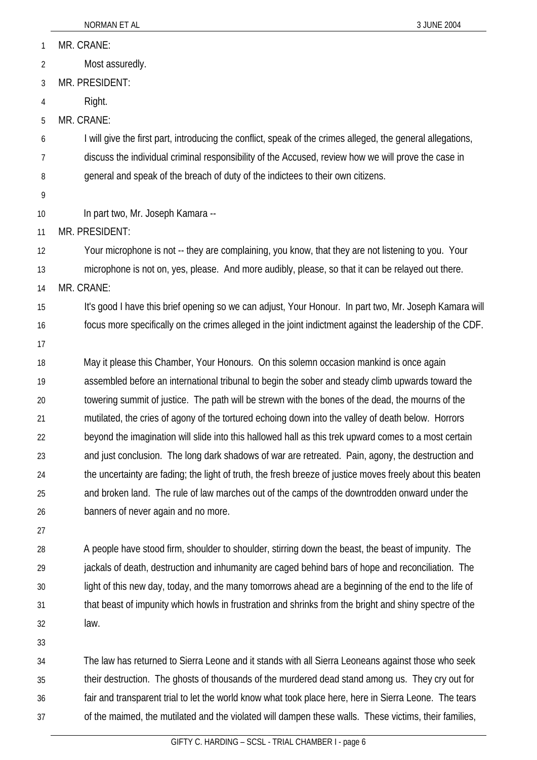MR. CRANE:

Most assuredly.

MR. PRESIDENT:

Right.

MR. CRANE:

I will give the first part, introducing the conflict, speak of the crimes alleged, the general allegations, discuss the individual criminal responsibility of the Accused, review how we will prove the case in general and speak of the breach of duty of the indictees to their own citizens.

In part two, Mr. Joseph Kamara --

MR. PRESIDENT:

Your microphone is not -- they are complaining, you know, that they are not listening to you. Your microphone is not on, yes, please. And more audibly, please, so that it can be relayed out there.

MR. CRANE:

It's good I have this brief opening so we can adjust, Your Honour. In part two, Mr. Joseph Kamara will focus more specifically on the crimes alleged in the joint indictment against the leadership of the CDF.

May it please this Chamber, Your Honours. On this solemn occasion mankind is once again assembled before an international tribunal to begin the sober and steady climb upwards toward the towering summit of justice. The path will be strewn with the bones of the dead, the mourns of the mutilated, the cries of agony of the tortured echoing down into the valley of death below. Horrors beyond the imagination will slide into this hallowed hall as this trek upward comes to a most certain and just conclusion. The long dark shadows of war are retreated. Pain, agony, the destruction and the uncertainty are fading; the light of truth, the fresh breeze of justice moves freely about this beaten and broken land. The rule of law marches out of the camps of the downtrodden onward under the banners of never again and no more.

A people have stood firm, shoulder to shoulder, stirring down the beast, the beast of impunity. The jackals of death, destruction and inhumanity are caged behind bars of hope and reconciliation. The light of this new day, today, and the many tomorrows ahead are a beginning of the end to the life of that beast of impunity which howls in frustration and shrinks from the bright and shiny spectre of the law.

The law has returned to Sierra Leone and it stands with all Sierra Leoneans against those who seek their destruction. The ghosts of thousands of the murdered dead stand among us. They cry out for fair and transparent trial to let the world know what took place here, here in Sierra Leone. The tears of the maimed, the mutilated and the violated will dampen these walls. These victims, their families,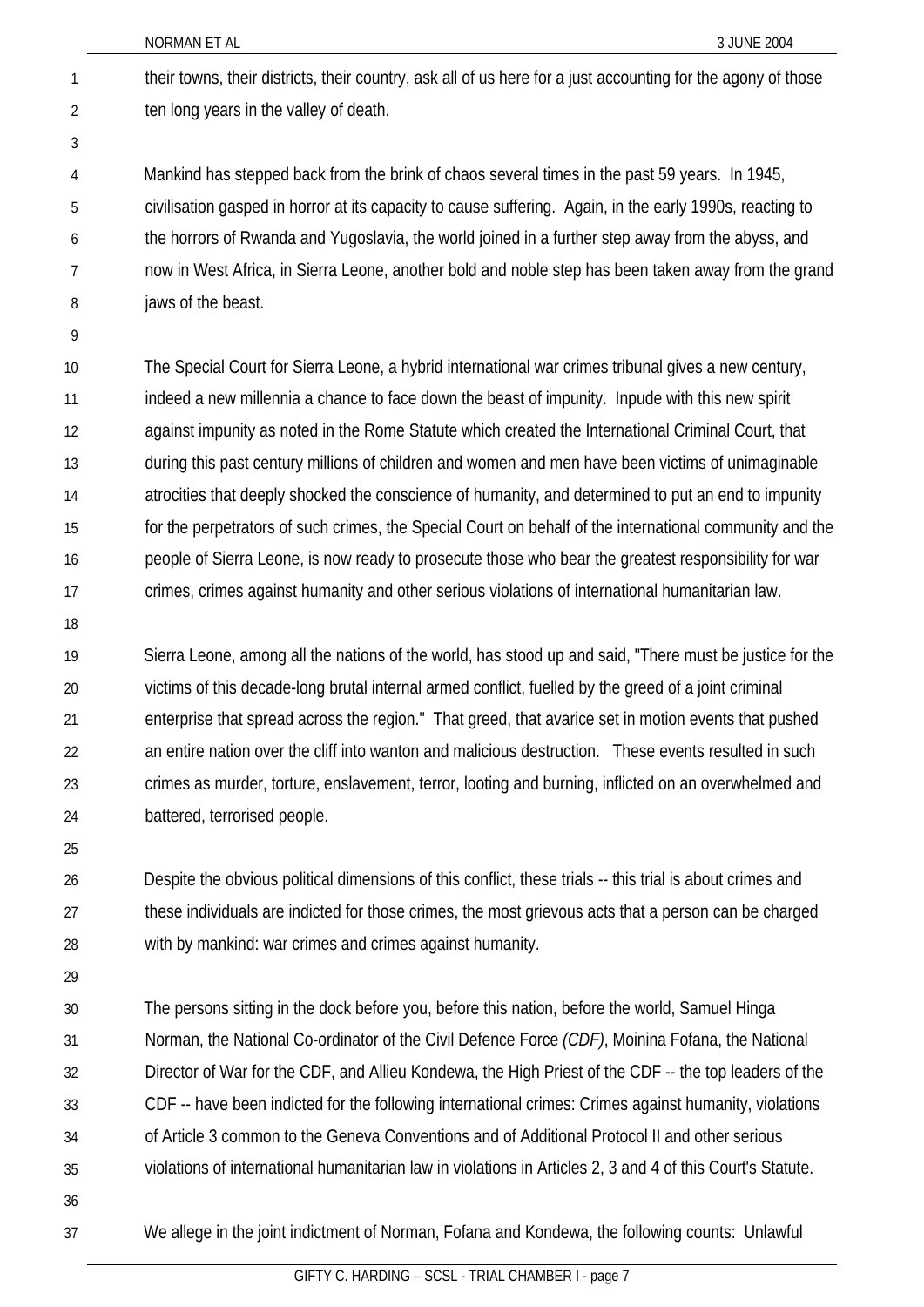their towns, their districts, their country, ask all of us here for a just accounting for the agony of those ten long years in the valley of death.

Mankind has stepped back from the brink of chaos several times in the past 59 years. In 1945, civilisation gasped in horror at its capacity to cause suffering. Again, in the early 1990s, reacting to the horrors of Rwanda and Yugoslavia, the world joined in a further step away from the abyss, and now in West Africa, in Sierra Leone, another bold and noble step has been taken away from the grand jaws of the beast.

The Special Court for Sierra Leone, a hybrid international war crimes tribunal gives a new century, indeed a new millennia a chance to face down the beast of impunity. Inpude with this new spirit against impunity as noted in the Rome Statute which created the International Criminal Court, that during this past century millions of children and women and men have been victims of unimaginable atrocities that deeply shocked the conscience of humanity, and determined to put an end to impunity for the perpetrators of such crimes, the Special Court on behalf of the international community and the people of Sierra Leone, is now ready to prosecute those who bear the greatest responsibility for war crimes, crimes against humanity and other serious violations of international humanitarian law.

Sierra Leone, among all the nations of the world, has stood up and said, "There must be justice for the victims of this decade-long brutal internal armed conflict, fuelled by the greed of a joint criminal enterprise that spread across the region." That greed, that avarice set in motion events that pushed an entire nation over the cliff into wanton and malicious destruction. These events resulted in such crimes as murder, torture, enslavement, terror, looting and burning, inflicted on an overwhelmed and battered, terrorised people.

Despite the obvious political dimensions of this conflict, these trials -- this trial is about crimes and these individuals are indicted for those crimes, the most grievous acts that a person can be charged with by mankind: war crimes and crimes against humanity.

The persons sitting in the dock before you, before this nation, before the world, Samuel Hinga Norman, the National Co-ordinator of the Civil Defence Force *(CDF)*, Moinina Fofana, the National Director of War for the CDF, and Allieu Kondewa, the High Priest of the CDF -- the top leaders of the CDF -- have been indicted for the following international crimes: Crimes against humanity, violations of Article 3 common to the Geneva Conventions and of Additional Protocol II and other serious violations of international humanitarian law in violations in Articles 2, 3 and 4 of this Court's Statute.

We allege in the joint indictment of Norman, Fofana and Kondewa, the following counts: Unlawful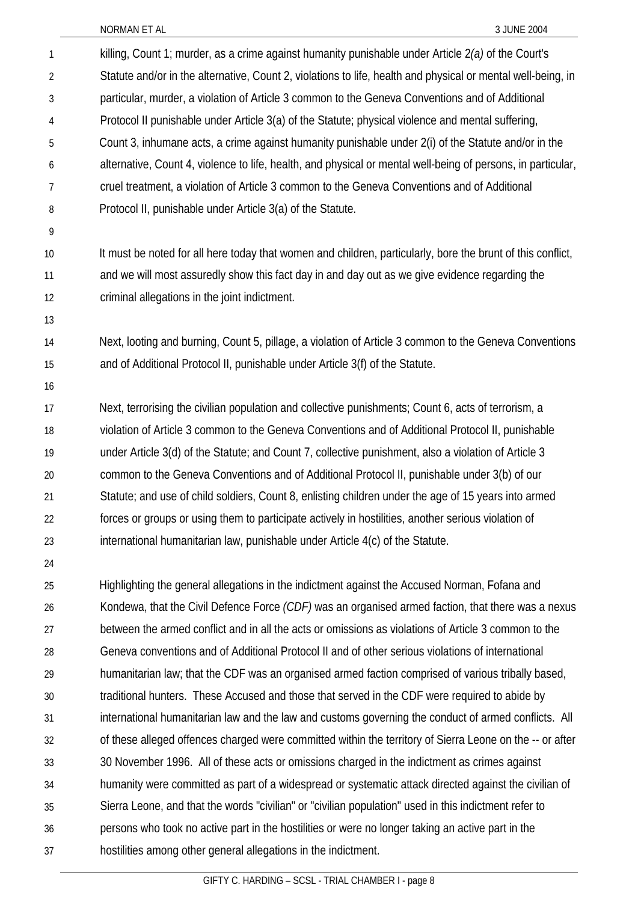killing, Count 1; murder, as a crime against humanity punishable under Article 2*(a)* of the Court's Statute and/or in the alternative, Count 2, violations to life, health and physical or mental well-being, in particular, murder, a violation of Article 3 common to the Geneva Conventions and of Additional Protocol II punishable under Article 3(a) of the Statute; physical violence and mental suffering, Count 3, inhumane acts, a crime against humanity punishable under 2(i) of the Statute and/or in the alternative, Count 4, violence to life, health, and physical or mental well-being of persons, in particular, cruel treatment, a violation of Article 3 common to the Geneva Conventions and of Additional Protocol II, punishable under Article 3(a) of the Statute.

It must be noted for all here today that women and children, particularly, bore the brunt of this conflict, and we will most assuredly show this fact day in and day out as we give evidence regarding the criminal allegations in the joint indictment.

Next, looting and burning, Count 5, pillage, a violation of Article 3 common to the Geneva Conventions and of Additional Protocol II, punishable under Article 3(f) of the Statute.

Next, terrorising the civilian population and collective punishments; Count 6, acts of terrorism, a violation of Article 3 common to the Geneva Conventions and of Additional Protocol II, punishable under Article 3(d) of the Statute; and Count 7, collective punishment, also a violation of Article 3 common to the Geneva Conventions and of Additional Protocol II, punishable under 3(b) of our Statute; and use of child soldiers, Count 8, enlisting children under the age of 15 years into armed forces or groups or using them to participate actively in hostilities, another serious violation of international humanitarian law, punishable under Article 4(c) of the Statute.

Highlighting the general allegations in the indictment against the Accused Norman, Fofana and Kondewa, that the Civil Defence Force *(CDF)* was an organised armed faction, that there was a nexus between the armed conflict and in all the acts or omissions as violations of Article 3 common to the Geneva conventions and of Additional Protocol II and of other serious violations of international humanitarian law; that the CDF was an organised armed faction comprised of various tribally based, traditional hunters. These Accused and those that served in the CDF were required to abide by international humanitarian law and the law and customs governing the conduct of armed conflicts. All of these alleged offences charged were committed within the territory of Sierra Leone on the -- or after 30 November 1996. All of these acts or omissions charged in the indictment as crimes against humanity were committed as part of a widespread or systematic attack directed against the civilian of Sierra Leone, and that the words "civilian" or "civilian population" used in this indictment refer to persons who took no active part in the hostilities or were no longer taking an active part in the hostilities among other general allegations in the indictment.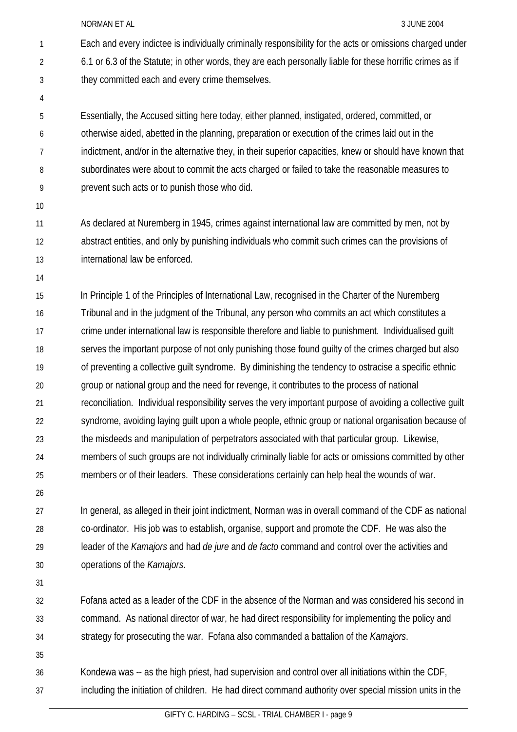Each and every indictee is individually criminally responsibility for the acts or omissions charged under 6.1 or 6.3 of the Statute; in other words, they are each personally liable for these horrific crimes as if they committed each and every crime themselves.

Essentially, the Accused sitting here today, either planned, instigated, ordered, committed, or otherwise aided, abetted in the planning, preparation or execution of the crimes laid out in the indictment, and/or in the alternative they, in their superior capacities, knew or should have known that subordinates were about to commit the acts charged or failed to take the reasonable measures to prevent such acts or to punish those who did.

As declared at Nuremberg in 1945, crimes against international law are committed by men, not by abstract entities, and only by punishing individuals who commit such crimes can the provisions of international law be enforced.

In Principle 1 of the Principles of International Law, recognised in the Charter of the Nuremberg Tribunal and in the judgment of the Tribunal, any person who commits an act which constitutes a crime under international law is responsible therefore and liable to punishment. Individualised guilt serves the important purpose of not only punishing those found guilty of the crimes charged but also of preventing a collective guilt syndrome. By diminishing the tendency to ostracise a specific ethnic group or national group and the need for revenge, it contributes to the process of national reconciliation. Individual responsibility serves the very important purpose of avoiding a collective guilt syndrome, avoiding laying guilt upon a whole people, ethnic group or national organisation because of the misdeeds and manipulation of perpetrators associated with that particular group. Likewise, members of such groups are not individually criminally liable for acts or omissions committed by other members or of their leaders. These considerations certainly can help heal the wounds of war.

In general, as alleged in their joint indictment, Norman was in overall command of the CDF as national co-ordinator. His job was to establish, organise, support and promote the CDF. He was also the leader of the *Kamajors* and had *de jure* and *de facto* command and control over the activities and operations of the *Kamajors*.

Fofana acted as a leader of the CDF in the absence of the Norman and was considered his second in command. As national director of war, he had direct responsibility for implementing the policy and strategy for prosecuting the war. Fofana also commanded a battalion of the *Kamajors*.

Kondewa was -- as the high priest, had supervision and control over all initiations within the CDF, including the initiation of children. He had direct command authority over special mission units in the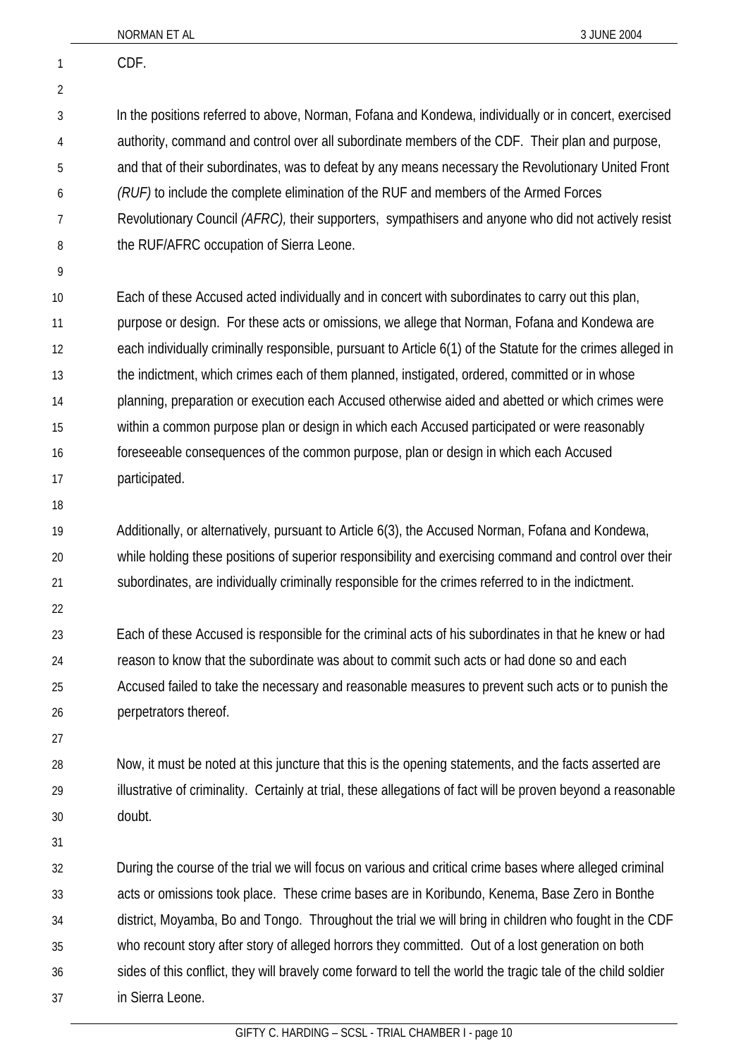CDF.

In the positions referred to above, Norman, Fofana and Kondewa, individually or in concert, exercised authority, command and control over all subordinate members of the CDF. Their plan and purpose, and that of their subordinates, was to defeat by any means necessary the Revolutionary United Front *(RUF)* to include the complete elimination of the RUF and members of the Armed Forces Revolutionary Council *(AFRC),* their supporters, sympathisers and anyone who did not actively resist the RUF/AFRC occupation of Sierra Leone.

Each of these Accused acted individually and in concert with subordinates to carry out this plan, purpose or design. For these acts or omissions, we allege that Norman, Fofana and Kondewa are each individually criminally responsible, pursuant to Article 6(1) of the Statute for the crimes alleged in the indictment, which crimes each of them planned, instigated, ordered, committed or in whose planning, preparation or execution each Accused otherwise aided and abetted or which crimes were within a common purpose plan or design in which each Accused participated or were reasonably foreseeable consequences of the common purpose, plan or design in which each Accused participated.

Additionally, or alternatively, pursuant to Article 6(3), the Accused Norman, Fofana and Kondewa, while holding these positions of superior responsibility and exercising command and control over their subordinates, are individually criminally responsible for the crimes referred to in the indictment.

Each of these Accused is responsible for the criminal acts of his subordinates in that he knew or had reason to know that the subordinate was about to commit such acts or had done so and each Accused failed to take the necessary and reasonable measures to prevent such acts or to punish the perpetrators thereof.

Now, it must be noted at this juncture that this is the opening statements, and the facts asserted are illustrative of criminality. Certainly at trial, these allegations of fact will be proven beyond a reasonable doubt.

During the course of the trial we will focus on various and critical crime bases where alleged criminal acts or omissions took place. These crime bases are in Koribundo, Kenema, Base Zero in Bonthe district, Moyamba, Bo and Tongo. Throughout the trial we will bring in children who fought in the CDF who recount story after story of alleged horrors they committed. Out of a lost generation on both sides of this conflict, they will bravely come forward to tell the world the tragic tale of the child soldier in Sierra Leone.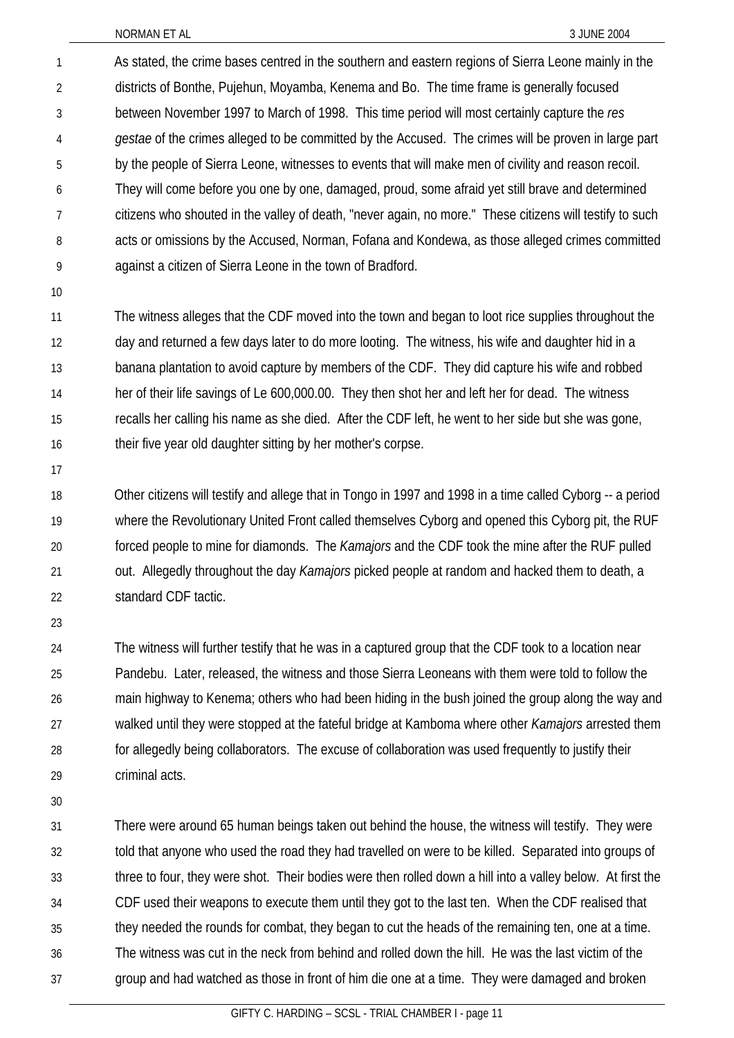As stated, the crime bases centred in the southern and eastern regions of Sierra Leone mainly in the districts of Bonthe, Pujehun, Moyamba, Kenema and Bo. The time frame is generally focused between November 1997 to March of 1998. This time period will most certainly capture the *res gestae* of the crimes alleged to be committed by the Accused. The crimes will be proven in large part by the people of Sierra Leone, witnesses to events that will make men of civility and reason recoil. They will come before you one by one, damaged, proud, some afraid yet still brave and determined citizens who shouted in the valley of death, "never again, no more." These citizens will testify to such acts or omissions by the Accused, Norman, Fofana and Kondewa, as those alleged crimes committed against a citizen of Sierra Leone in the town of Bradford.

The witness alleges that the CDF moved into the town and began to loot rice supplies throughout the day and returned a few days later to do more looting. The witness, his wife and daughter hid in a banana plantation to avoid capture by members of the CDF. They did capture his wife and robbed her of their life savings of Le 600,000.00. They then shot her and left her for dead. The witness recalls her calling his name as she died. After the CDF left, he went to her side but she was gone, their five year old daughter sitting by her mother's corpse.

Other citizens will testify and allege that in Tongo in 1997 and 1998 in a time called Cyborg -- a period where the Revolutionary United Front called themselves Cyborg and opened this Cyborg pit, the RUF forced people to mine for diamonds. The *Kamajors* and the CDF took the mine after the RUF pulled out. Allegedly throughout the day *Kamajors* picked people at random and hacked them to death, a standard CDF tactic.

The witness will further testify that he was in a captured group that the CDF took to a location near Pandebu. Later, released, the witness and those Sierra Leoneans with them were told to follow the main highway to Kenema; others who had been hiding in the bush joined the group along the way and walked until they were stopped at the fateful bridge at Kamboma where other *Kamajors* arrested them for allegedly being collaborators. The excuse of collaboration was used frequently to justify their criminal acts.

There were around 65 human beings taken out behind the house, the witness will testify. They were told that anyone who used the road they had travelled on were to be killed. Separated into groups of three to four, they were shot. Their bodies were then rolled down a hill into a valley below. At first the CDF used their weapons to execute them until they got to the last ten. When the CDF realised that they needed the rounds for combat, they began to cut the heads of the remaining ten, one at a time. The witness was cut in the neck from behind and rolled down the hill. He was the last victim of the group and had watched as those in front of him die one at a time. They were damaged and broken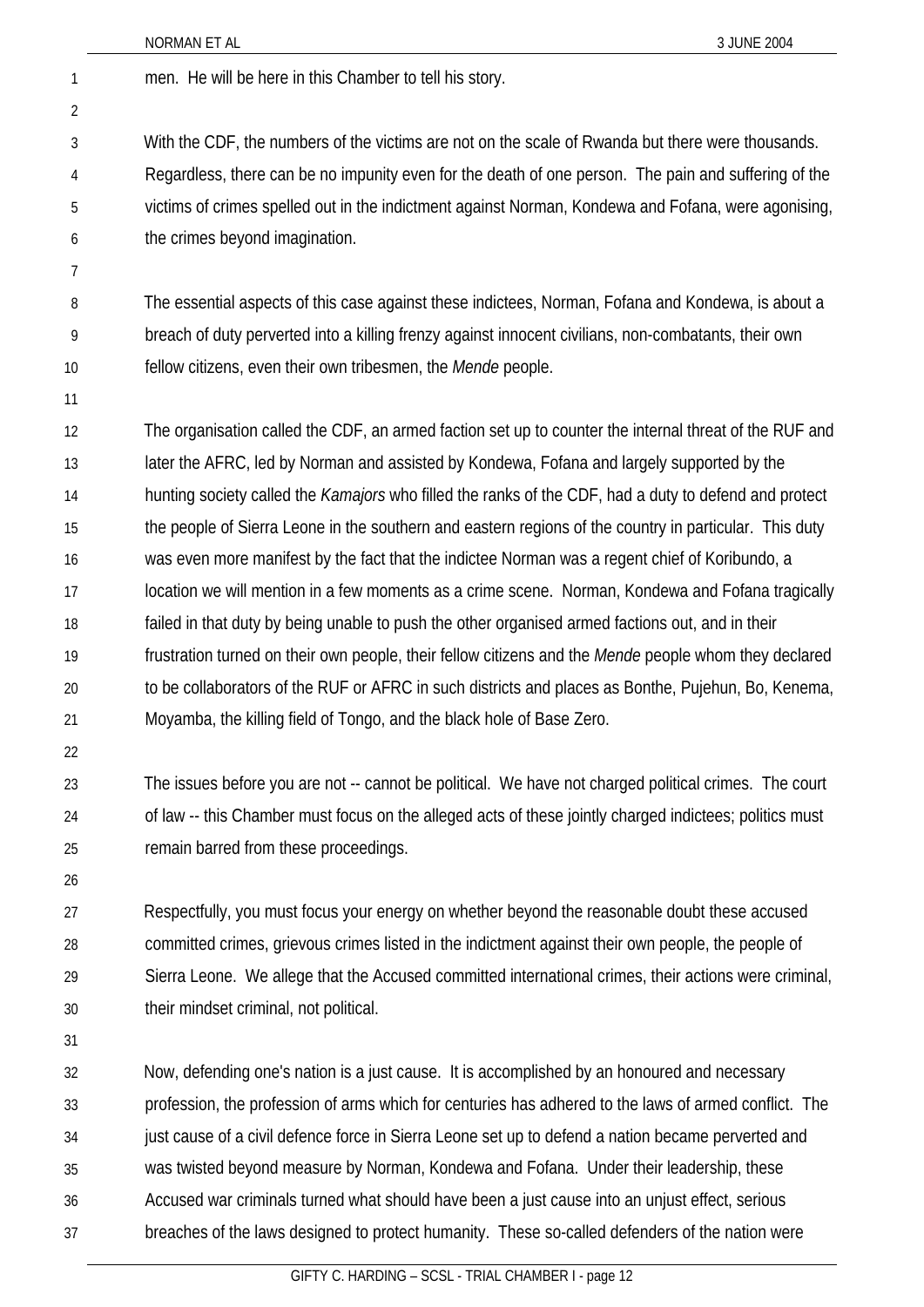men. He will be here in this Chamber to tell his story.

With the CDF, the numbers of the victims are not on the scale of Rwanda but there were thousands. Regardless, there can be no impunity even for the death of one person. The pain and suffering of the victims of crimes spelled out in the indictment against Norman, Kondewa and Fofana, were agonising, the crimes beyond imagination.

The essential aspects of this case against these indictees, Norman, Fofana and Kondewa, is about a breach of duty perverted into a killing frenzy against innocent civilians, non-combatants, their own fellow citizens, even their own tribesmen, the *Mende* people.

The organisation called the CDF, an armed faction set up to counter the internal threat of the RUF and later the AFRC, led by Norman and assisted by Kondewa, Fofana and largely supported by the hunting society called the *Kamajors* who filled the ranks of the CDF, had a duty to defend and protect the people of Sierra Leone in the southern and eastern regions of the country in particular. This duty was even more manifest by the fact that the indictee Norman was a regent chief of Koribundo, a location we will mention in a few moments as a crime scene. Norman, Kondewa and Fofana tragically failed in that duty by being unable to push the other organised armed factions out, and in their frustration turned on their own people, their fellow citizens and the *Mende* people whom they declared to be collaborators of the RUF or AFRC in such districts and places as Bonthe, Pujehun, Bo, Kenema, Moyamba, the killing field of Tongo, and the black hole of Base Zero.

The issues before you are not -- cannot be political. We have not charged political crimes. The court of law -- this Chamber must focus on the alleged acts of these jointly charged indictees; politics must remain barred from these proceedings.

Respectfully, you must focus your energy on whether beyond the reasonable doubt these accused committed crimes, grievous crimes listed in the indictment against their own people, the people of Sierra Leone. We allege that the Accused committed international crimes, their actions were criminal, their mindset criminal, not political.

Now, defending one's nation is a just cause. It is accomplished by an honoured and necessary profession, the profession of arms which for centuries has adhered to the laws of armed conflict. The just cause of a civil defence force in Sierra Leone set up to defend a nation became perverted and was twisted beyond measure by Norman, Kondewa and Fofana. Under their leadership, these Accused war criminals turned what should have been a just cause into an unjust effect, serious breaches of the laws designed to protect humanity. These so-called defenders of the nation were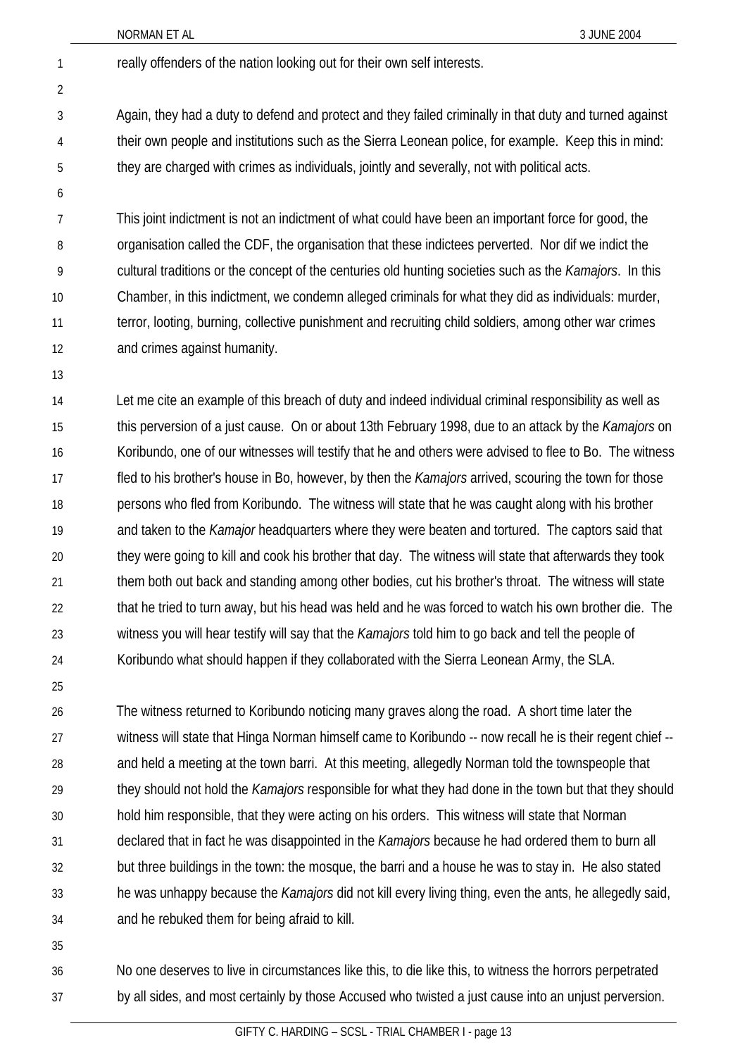really offenders of the nation looking out for their own self interests.

Again, they had a duty to defend and protect and they failed criminally in that duty and turned against their own people and institutions such as the Sierra Leonean police, for example. Keep this in mind: they are charged with crimes as individuals, jointly and severally, not with political acts.

This joint indictment is not an indictment of what could have been an important force for good, the organisation called the CDF, the organisation that these indictees perverted. Nor dif we indict the cultural traditions or the concept of the centuries old hunting societies such as the *Kamajors*. In this Chamber, in this indictment, we condemn alleged criminals for what they did as individuals: murder, terror, looting, burning, collective punishment and recruiting child soldiers, among other war crimes and crimes against humanity.

Let me cite an example of this breach of duty and indeed individual criminal responsibility as well as this perversion of a just cause. On or about 13th February 1998, due to an attack by the *Kamajors* on Koribundo, one of our witnesses will testify that he and others were advised to flee to Bo. The witness fled to his brother's house in Bo, however, by then the *Kamajors* arrived, scouring the town for those persons who fled from Koribundo. The witness will state that he was caught along with his brother and taken to the *Kamajor* headquarters where they were beaten and tortured. The captors said that they were going to kill and cook his brother that day. The witness will state that afterwards they took them both out back and standing among other bodies, cut his brother's throat. The witness will state that he tried to turn away, but his head was held and he was forced to watch his own brother die. The witness you will hear testify will say that the *Kamajors* told him to go back and tell the people of Koribundo what should happen if they collaborated with the Sierra Leonean Army, the SLA.

The witness returned to Koribundo noticing many graves along the road. A short time later the witness will state that Hinga Norman himself came to Koribundo -- now recall he is their regent chief -- and held a meeting at the town barri. At this meeting, allegedly Norman told the townspeople that they should not hold the *Kamajors* responsible for what they had done in the town but that they should hold him responsible, that they were acting on his orders. This witness will state that Norman declared that in fact he was disappointed in the *Kamajors* because he had ordered them to burn all but three buildings in the town: the mosque, the barri and a house he was to stay in. He also stated he was unhappy because the *Kamajors* did not kill every living thing, even the ants, he allegedly said, and he rebuked them for being afraid to kill.

No one deserves to live in circumstances like this, to die like this, to witness the horrors perpetrated by all sides, and most certainly by those Accused who twisted a just cause into an unjust perversion.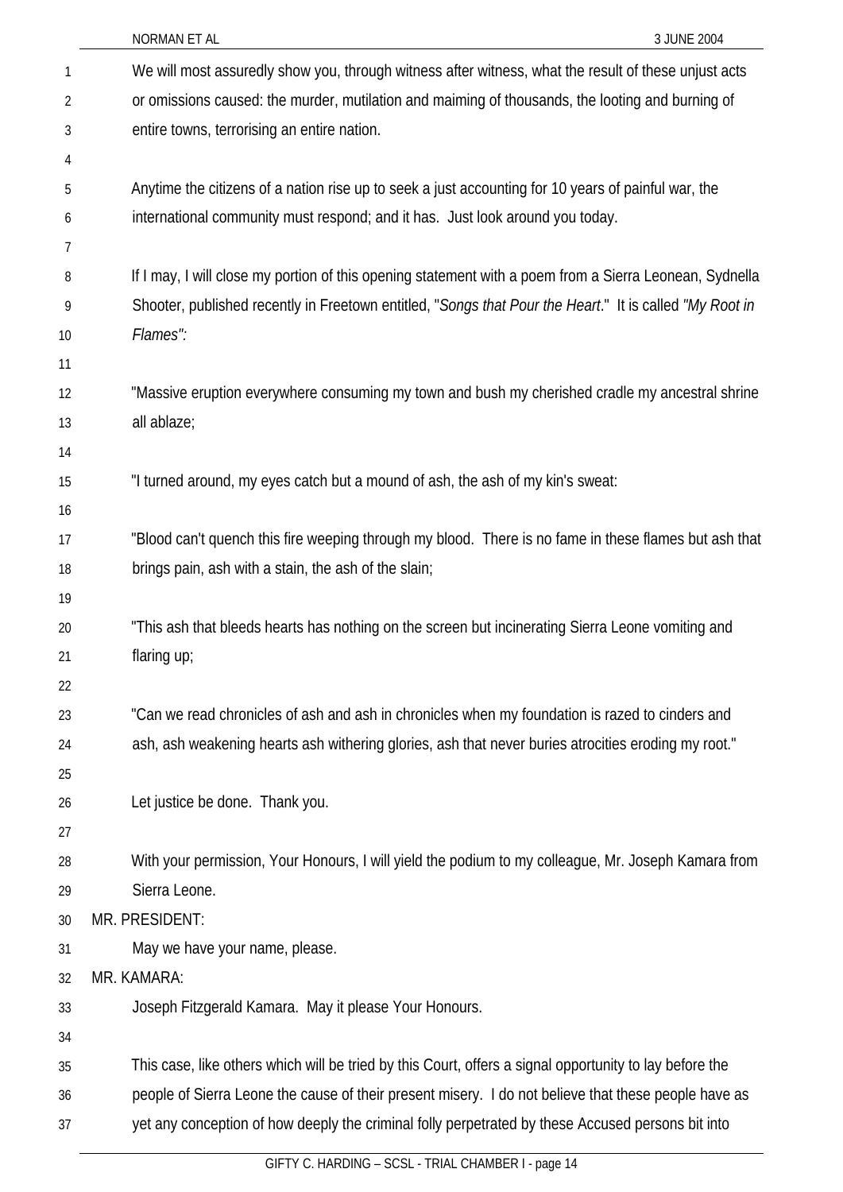We will most assuredly show you, through witness after witness, what the result of these unjust acts or omissions caused: the murder, mutilation and maiming of thousands, the looting and burning of entire towns, terrorising an entire nation.

Anytime the citizens of a nation rise up to seek a just accounting for 10 years of painful war, the international community must respond; and it has. Just look around you today.

If I may, I will close my portion of this opening statement with a poem from a Sierra Leonean, Sydnella Shooter, published recently in Freetown entitled, "*Songs that Pour the Heart*." It is called *"My Root in Flames":*

"Massive eruption everywhere consuming my town and bush my cherished cradle my ancestral shrine all ablaze;

"I turned around, my eyes catch but a mound of ash, the ash of my kin's sweat:

"Blood can't quench this fire weeping through my blood. There is no fame in these flames but ash that brings pain, ash with a stain, the ash of the slain;

"This ash that bleeds hearts has nothing on the screen but incinerating Sierra Leone vomiting and flaring up;

"Can we read chronicles of ash and ash in chronicles when my foundation is razed to cinders and ash, ash weakening hearts ash withering glories, ash that never buries atrocities eroding my root."

Let justice be done. Thank you.

With your permission, Your Honours, I will yield the podium to my colleague, Mr. Joseph Kamara from Sierra Leone.

MR. PRESIDENT:

May we have your name, please.

MR. KAMARA:

Joseph Fitzgerald Kamara. May it please Your Honours.

This case, like others which will be tried by this Court, offers a signal opportunity to lay before the people of Sierra Leone the cause of their present misery. I do not believe that these people have as yet any conception of how deeply the criminal folly perpetrated by these Accused persons bit into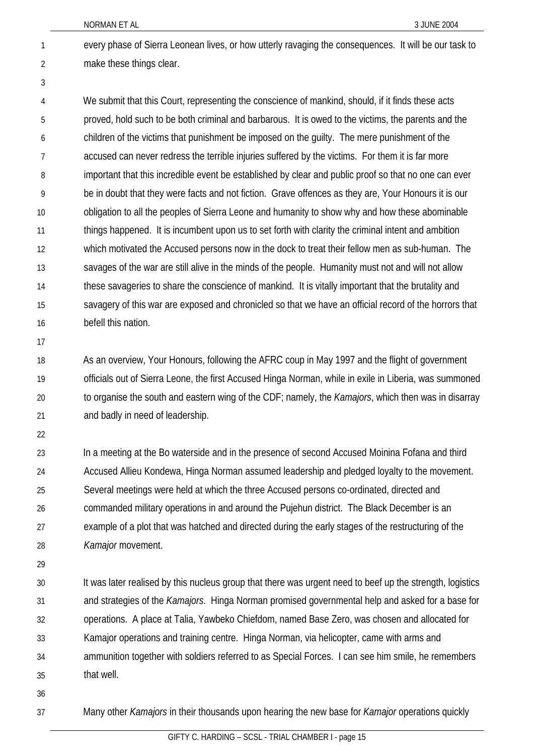every phase of Sierra Leonean lives, or how utterly ravaging the consequences. It will be our task to make these things clear.

We submit that this Court, representing the conscience of mankind, should, if it finds these acts proved, hold such to be both criminal and barbarous. It is owed to the victims, the parents and the children of the victims that punishment be imposed on the guilty. The mere punishment of the accused can never redress the terrible injuries suffered by the victims. For them it is far more important that this incredible event be established by clear and public proof so that no one can ever be in doubt that they were facts and not fiction. Grave offences as they are, Your Honours it is our obligation to all the peoples of Sierra Leone and humanity to show why and how these abominable things happened. It is incumbent upon us to set forth with clarity the criminal intent and ambition which motivated the Accused persons now in the dock to treat their fellow men as sub-human. The savages of the war are still alive in the minds of the people. Humanity must not and will not allow these savageries to share the conscience of mankind. It is vitally important that the brutality and savagery of this war are exposed and chronicled so that we have an official record of the horrors that befell this nation.

As an overview, Your Honours, following the AFRC coup in May 1997 and the flight of government officials out of Sierra Leone, the first Accused Hinga Norman, while in exile in Liberia, was summoned to organise the south and eastern wing of the CDF; namely, the *Kamajors*, which then was in disarray and badly in need of leadership.

In a meeting at the Bo waterside and in the presence of second Accused Moinina Fofana and third Accused Allieu Kondewa, Hinga Norman assumed leadership and pledged loyalty to the movement. Several meetings were held at which the three Accused persons co-ordinated, directed and commanded military operations in and around the Pujehun district. The Black December is an example of a plot that was hatched and directed during the early stages of the restructuring of the *Kamajor* movement.

It was later realised by this nucleus group that there was urgent need to beef up the strength, logistics and strategies of the *Kamajors*. Hinga Norman promised governmental help and asked for a base for operations. A place at Talia, Yawbeko Chiefdom, named Base Zero, was chosen and allocated for Kamajor operations and training centre. Hinga Norman, via helicopter, came with arms and ammunition together with soldiers referred to as Special Forces. I can see him smile, he remembers that well.

Many other *Kamajors* in their thousands upon hearing the new base for *Kamajor* operations quickly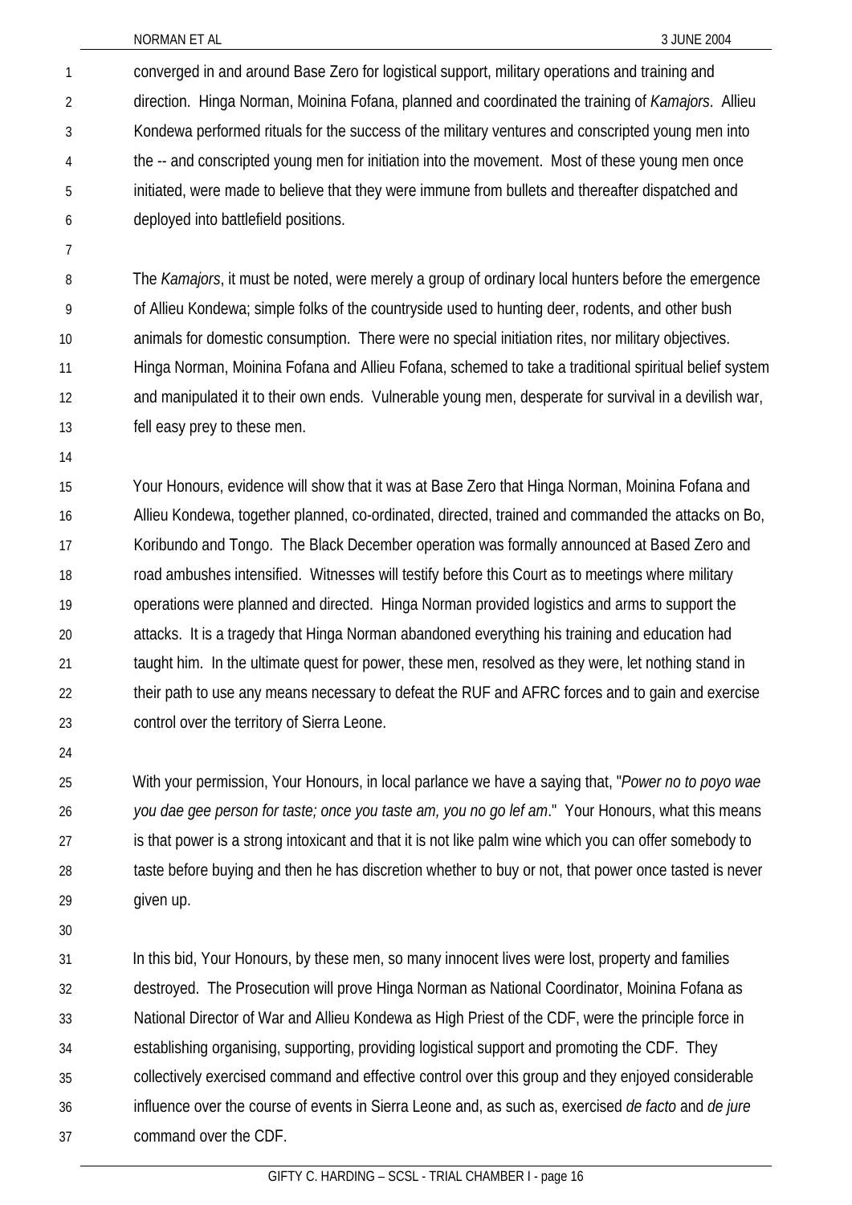converged in and around Base Zero for logistical support, military operations and training and direction. Hinga Norman, Moinina Fofana, planned and coordinated the training of *Kamajors*. Allieu Kondewa performed rituals for the success of the military ventures and conscripted young men into the -- and conscripted young men for initiation into the movement. Most of these young men once initiated, were made to believe that they were immune from bullets and thereafter dispatched and deployed into battlefield positions.

The *Kamajors*, it must be noted, were merely a group of ordinary local hunters before the emergence of Allieu Kondewa; simple folks of the countryside used to hunting deer, rodents, and other bush animals for domestic consumption. There were no special initiation rites, nor military objectives. Hinga Norman, Moinina Fofana and Allieu Fofana, schemed to take a traditional spiritual belief system and manipulated it to their own ends. Vulnerable young men, desperate for survival in a devilish war, fell easy prey to these men.

Your Honours, evidence will show that it was at Base Zero that Hinga Norman, Moinina Fofana and Allieu Kondewa, together planned, co-ordinated, directed, trained and commanded the attacks on Bo, Koribundo and Tongo. The Black December operation was formally announced at Based Zero and road ambushes intensified. Witnesses will testify before this Court as to meetings where military operations were planned and directed. Hinga Norman provided logistics and arms to support the attacks. It is a tragedy that Hinga Norman abandoned everything his training and education had taught him. In the ultimate quest for power, these men, resolved as they were, let nothing stand in their path to use any means necessary to defeat the RUF and AFRC forces and to gain and exercise control over the territory of Sierra Leone.

With your permission, Your Honours, in local parlance we have a saying that, "*Power no to poyo wae you dae gee person for taste; once you taste am, you no go lef am*." Your Honours, what this means is that power is a strong intoxicant and that it is not like palm wine which you can offer somebody to taste before buying and then he has discretion whether to buy or not, that power once tasted is never given up.

In this bid, Your Honours, by these men, so many innocent lives were lost, property and families destroyed. The Prosecution will prove Hinga Norman as National Coordinator, Moinina Fofana as National Director of War and Allieu Kondewa as High Priest of the CDF, were the principle force in establishing organising, supporting, providing logistical support and promoting the CDF. They collectively exercised command and effective control over this group and they enjoyed considerable influence over the course of events in Sierra Leone and, as such as, exercised *de facto* and *de jure* command over the CDF.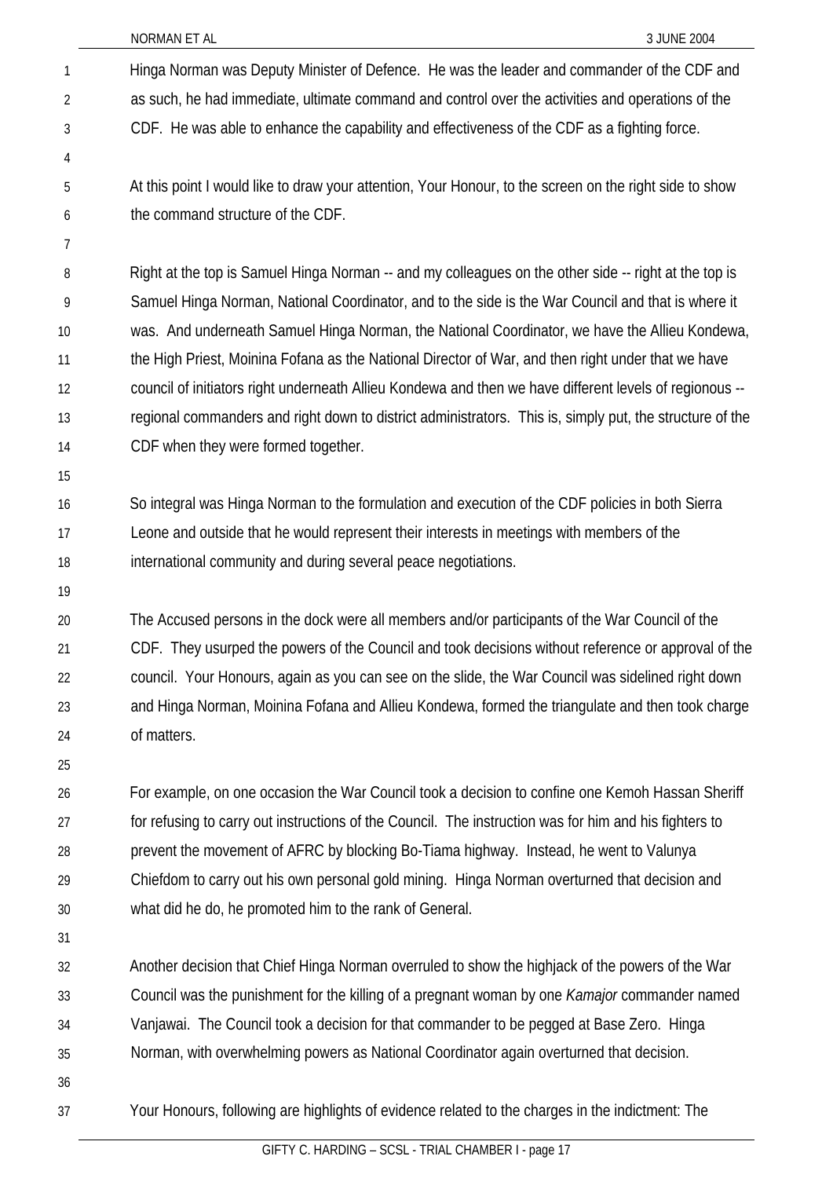Hinga Norman was Deputy Minister of Defence. He was the leader and commander of the CDF and as such, he had immediate, ultimate command and control over the activities and operations of the CDF. He was able to enhance the capability and effectiveness of the CDF as a fighting force.

At this point I would like to draw your attention, Your Honour, to the screen on the right side to show the command structure of the CDF.

Right at the top is Samuel Hinga Norman -- and my colleagues on the other side -- right at the top is Samuel Hinga Norman, National Coordinator, and to the side is the War Council and that is where it was. And underneath Samuel Hinga Norman, the National Coordinator, we have the Allieu Kondewa, the High Priest, Moinina Fofana as the National Director of War, and then right under that we have council of initiators right underneath Allieu Kondewa and then we have different levels of regionous -- regional commanders and right down to district administrators. This is, simply put, the structure of the CDF when they were formed together.

So integral was Hinga Norman to the formulation and execution of the CDF policies in both Sierra Leone and outside that he would represent their interests in meetings with members of the international community and during several peace negotiations.

The Accused persons in the dock were all members and/or participants of the War Council of the CDF. They usurped the powers of the Council and took decisions without reference or approval of the council. Your Honours, again as you can see on the slide, the War Council was sidelined right down and Hinga Norman, Moinina Fofana and Allieu Kondewa, formed the triangulate and then took charge of matters.

For example, on one occasion the War Council took a decision to confine one Kemoh Hassan Sheriff for refusing to carry out instructions of the Council. The instruction was for him and his fighters to prevent the movement of AFRC by blocking Bo-Tiama highway. Instead, he went to Valunya Chiefdom to carry out his own personal gold mining. Hinga Norman overturned that decision and what did he do, he promoted him to the rank of General.

Another decision that Chief Hinga Norman overruled to show the highjack of the powers of the War Council was the punishment for the killing of a pregnant woman by one *Kamajor* commander named Vanjawai. The Council took a decision for that commander to be pegged at Base Zero. Hinga Norman, with overwhelming powers as National Coordinator again overturned that decision.

Your Honours, following are highlights of evidence related to the charges in the indictment: The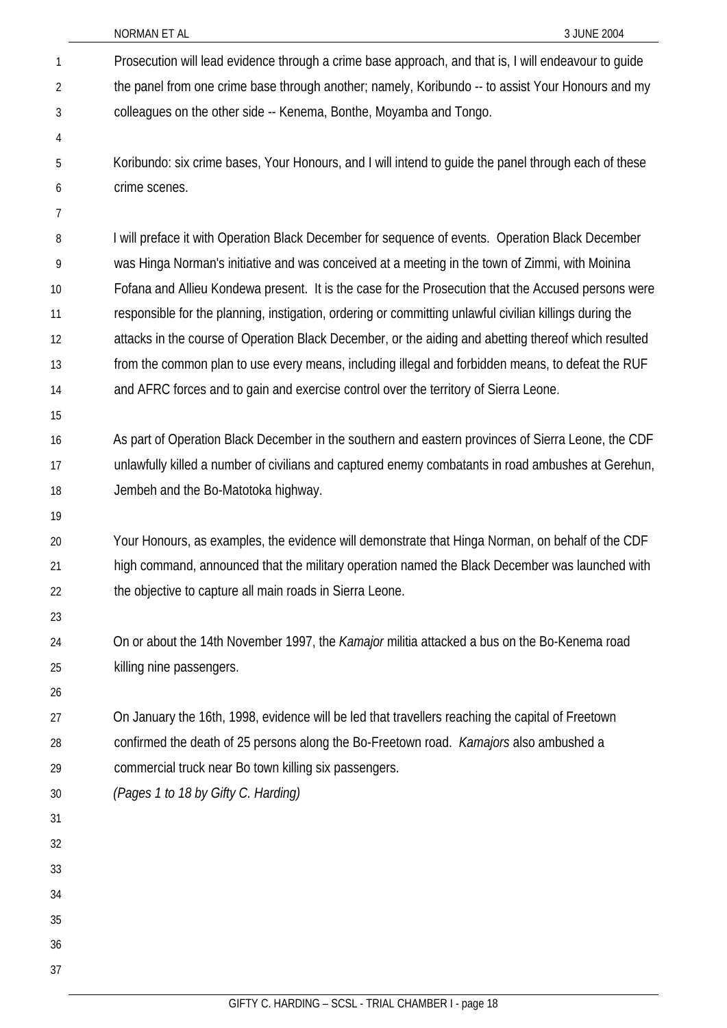Prosecution will lead evidence through a crime base approach, and that is, I will endeavour to guide the panel from one crime base through another; namely, Koribundo -- to assist Your Honours and my colleagues on the other side -- Kenema, Bonthe, Moyamba and Tongo.

Koribundo: six crime bases, Your Honours, and I will intend to guide the panel through each of these crime scenes.

I will preface it with Operation Black December for sequence of events. Operation Black December was Hinga Norman's initiative and was conceived at a meeting in the town of Zimmi, with Moinina Fofana and Allieu Kondewa present. It is the case for the Prosecution that the Accused persons were responsible for the planning, instigation, ordering or committing unlawful civilian killings during the attacks in the course of Operation Black December, or the aiding and abetting thereof which resulted from the common plan to use every means, including illegal and forbidden means, to defeat the RUF and AFRC forces and to gain and exercise control over the territory of Sierra Leone.

As part of Operation Black December in the southern and eastern provinces of Sierra Leone, the CDF unlawfully killed a number of civilians and captured enemy combatants in road ambushes at Gerehun, Jembeh and the Bo-Matotoka highway.

Your Honours, as examples, the evidence will demonstrate that Hinga Norman, on behalf of the CDF high command, announced that the military operation named the Black December was launched with the objective to capture all main roads in Sierra Leone.

On or about the 14th November 1997, the *Kamajor* militia attacked a bus on the Bo-Kenema road killing nine passengers.

On January the 16th, 1998, evidence will be led that travellers reaching the capital of Freetown confirmed the death of 25 persons along the Bo-Freetown road. *Kamajors* also ambushed a commercial truck near Bo town killing six passengers.

*(Pages 1 to 18 by Gifty C. Harding)*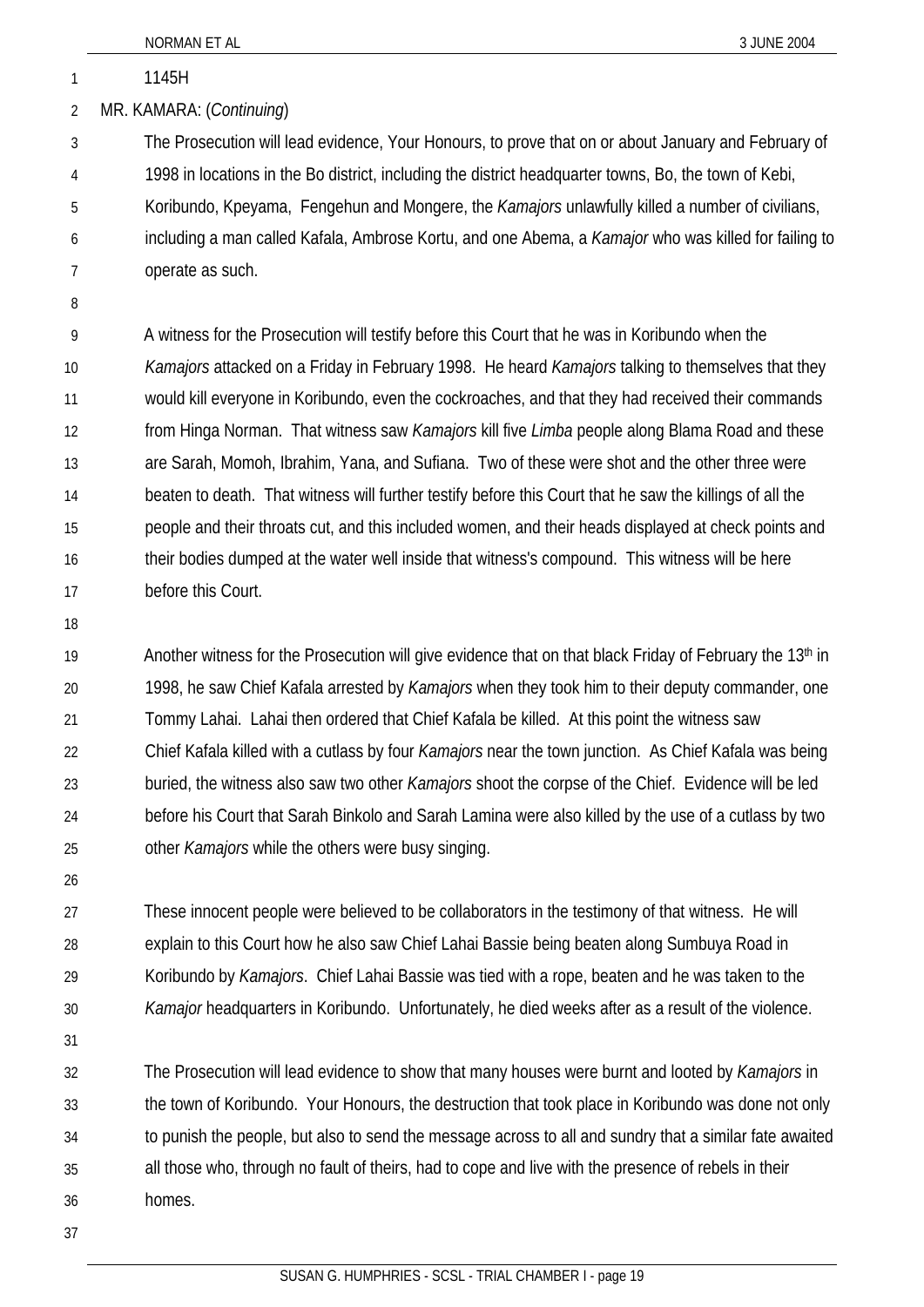1145H

MR. KAMARA: (*Continuing*)

The Prosecution will lead evidence, Your Honours, to prove that on or about January and February of 1998 in locations in the Bo district, including the district headquarter towns, Bo, the town of Kebi, Koribundo, Kpeyama, Fengehun and Mongere, the *Kamajors* unlawfully killed a number of civilians, including a man called Kafala, Ambrose Kortu, and one Abema, a *Kamajor* who was killed for failing to operate as such.

A witness for the Prosecution will testify before this Court that he was in Koribundo when the *Kamajors* attacked on a Friday in February 1998. He heard *Kamajors* talking to themselves that they would kill everyone in Koribundo, even the cockroaches, and that they had received their commands from Hinga Norman. That witness saw *Kamajors* kill five *Limba* people along Blama Road and these are Sarah, Momoh, Ibrahim, Yana, and Sufiana. Two of these were shot and the other three were beaten to death. That witness will further testify before this Court that he saw the killings of all the people and their throats cut, and this included women, and their heads displayed at check points and their bodies dumped at the water well inside that witness's compound. This witness will be here before this Court.

Another witness for the Prosecution will give evidence that on that black Friday of February the 13th in 1998, he saw Chief Kafala arrested by *Kamajors* when they took him to their deputy commander, one Tommy Lahai. Lahai then ordered that Chief Kafala be killed. At this point the witness saw Chief Kafala killed with a cutlass by four *Kamajors* near the town junction. As Chief Kafala was being buried, the witness also saw two other *Kamajors* shoot the corpse of the Chief. Evidence will be led before his Court that Sarah Binkolo and Sarah Lamina were also killed by the use of a cutlass by two other *Kamajors* while the others were busy singing.

These innocent people were believed to be collaborators in the testimony of that witness. He will explain to this Court how he also saw Chief Lahai Bassie being beaten along Sumbuya Road in Koribundo by *Kamajors*. Chief Lahai Bassie was tied with a rope, beaten and he was taken to the *Kamajor* headquarters in Koribundo. Unfortunately, he died weeks after as a result of the violence.

The Prosecution will lead evidence to show that many houses were burnt and looted by *Kamajors* in the town of Koribundo. Your Honours, the destruction that took place in Koribundo was done not only to punish the people, but also to send the message across to all and sundry that a similar fate awaited all those who, through no fault of theirs, had to cope and live with the presence of rebels in their homes.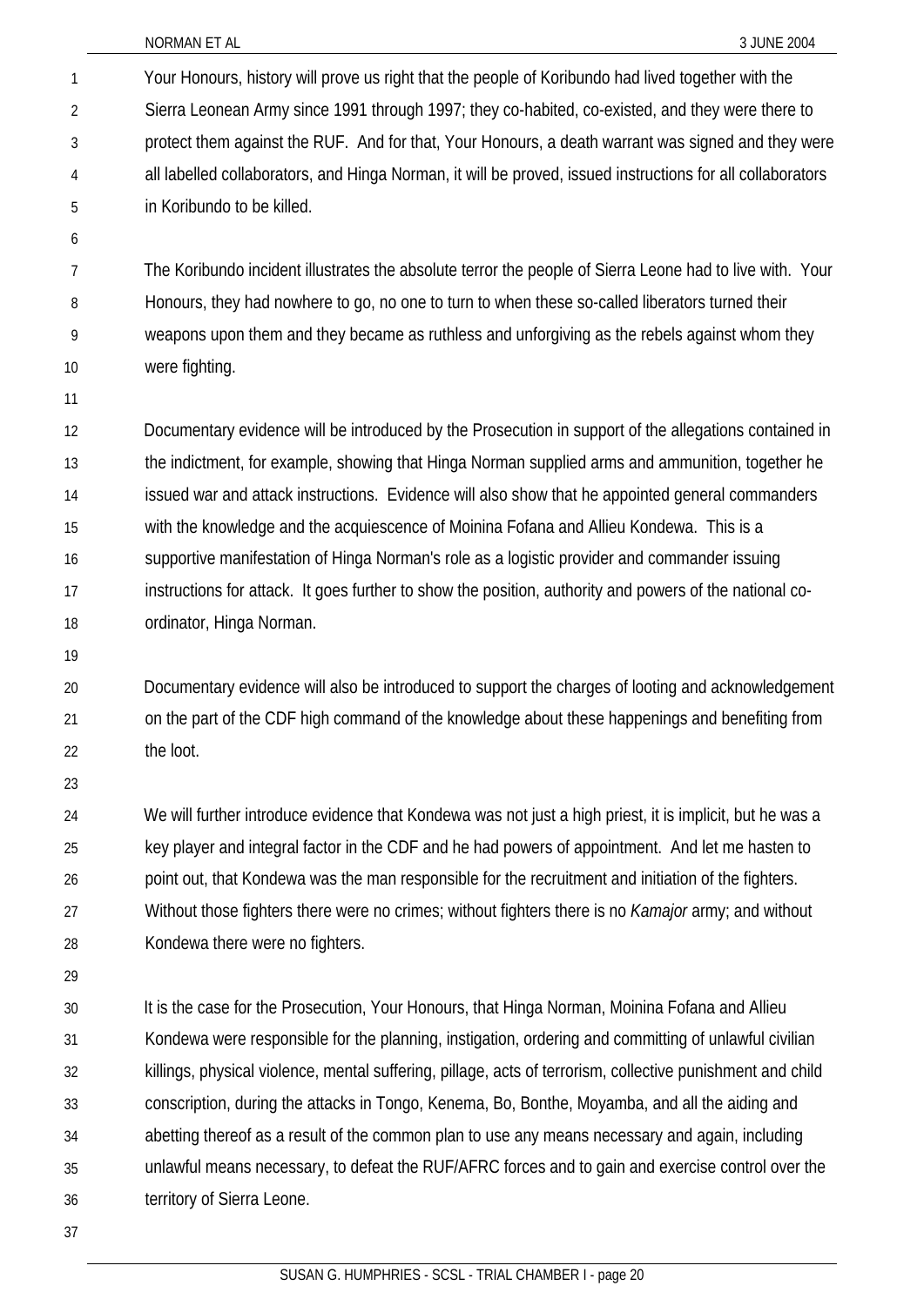Your Honours, history will prove us right that the people of Koribundo had lived together with the Sierra Leonean Army since 1991 through 1997; they co-habited, co-existed, and they were there to protect them against the RUF. And for that, Your Honours, a death warrant was signed and they were all labelled collaborators, and Hinga Norman, it will be proved, issued instructions for all collaborators in Koribundo to be killed.

The Koribundo incident illustrates the absolute terror the people of Sierra Leone had to live with. Your Honours, they had nowhere to go, no one to turn to when these so-called liberators turned their weapons upon them and they became as ruthless and unforgiving as the rebels against whom they were fighting.

Documentary evidence will be introduced by the Prosecution in support of the allegations contained in the indictment, for example, showing that Hinga Norman supplied arms and ammunition, together he issued war and attack instructions. Evidence will also show that he appointed general commanders with the knowledge and the acquiescence of Moinina Fofana and Allieu Kondewa. This is a supportive manifestation of Hinga Norman's role as a logistic provider and commander issuing instructions for attack. It goes further to show the position, authority and powers of the national co-ordinator, Hinga Norman.

Documentary evidence will also be introduced to support the charges of looting and acknowledgement on the part of the CDF high command of the knowledge about these happenings and benefiting from the loot.

We will further introduce evidence that Kondewa was not just a high priest, it is implicit, but he was a key player and integral factor in the CDF and he had powers of appointment. And let me hasten to point out, that Kondewa was the man responsible for the recruitment and initiation of the fighters. Without those fighters there were no crimes; without fighters there is no *Kamajor* army; and without Kondewa there were no fighters.

It is the case for the Prosecution, Your Honours, that Hinga Norman, Moinina Fofana and Allieu Kondewa were responsible for the planning, instigation, ordering and committing of unlawful civilian killings, physical violence, mental suffering, pillage, acts of terrorism, collective punishment and child conscription, during the attacks in Tongo, Kenema, Bo, Bonthe, Moyamba, and all the aiding and abetting thereof as a result of the common plan to use any means necessary and again, including unlawful means necessary, to defeat the RUF/AFRC forces and to gain and exercise control over the territory of Sierra Leone.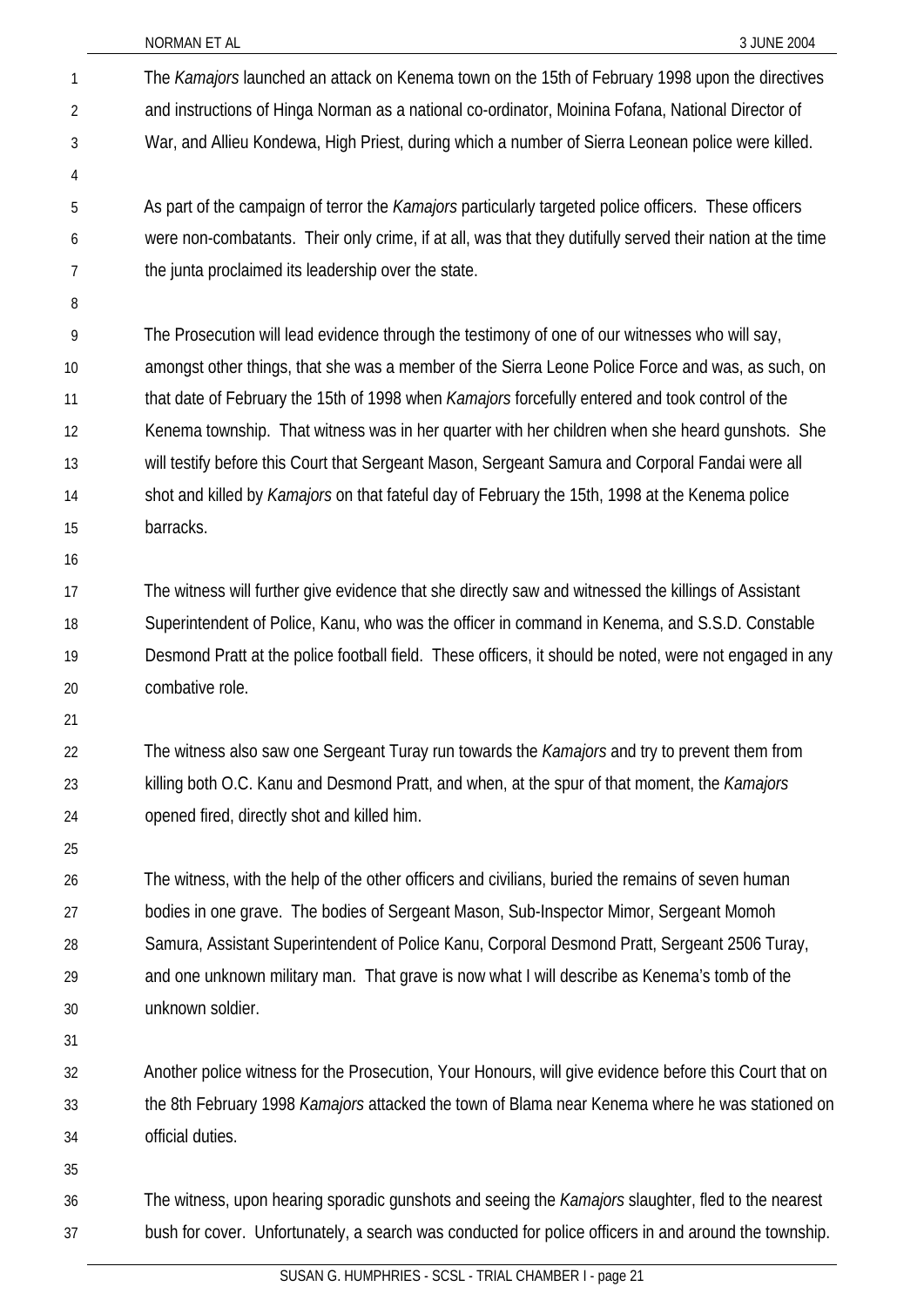The *Kamajors* launched an attack on Kenema town on the 15th of February 1998 upon the directives and instructions of Hinga Norman as a national co-ordinator, Moinina Fofana, National Director of War, and Allieu Kondewa, High Priest, during which a number of Sierra Leonean police were killed.

As part of the campaign of terror the *Kamajors* particularly targeted police officers. These officers were non-combatants. Their only crime, if at all, was that they dutifully served their nation at the time the junta proclaimed its leadership over the state.

The Prosecution will lead evidence through the testimony of one of our witnesses who will say, amongst other things, that she was a member of the Sierra Leone Police Force and was, as such, on that date of February the 15th of 1998 when *Kamajors* forcefully entered and took control of the Kenema township. That witness was in her quarter with her children when she heard gunshots. She will testify before this Court that Sergeant Mason, Sergeant Samura and Corporal Fandai were all shot and killed by *Kamajors* on that fateful day of February the 15th, 1998 at the Kenema police barracks.

The witness will further give evidence that she directly saw and witnessed the killings of Assistant Superintendent of Police, Kanu, who was the officer in command in Kenema, and S.S.D. Constable Desmond Pratt at the police football field. These officers, it should be noted, were not engaged in any combative role.

The witness also saw one Sergeant Turay run towards the *Kamajors* and try to prevent them from killing both O.C. Kanu and Desmond Pratt, and when, at the spur of that moment, the *Kamajors* opened fired, directly shot and killed him.

The witness, with the help of the other officers and civilians, buried the remains of seven human bodies in one grave. The bodies of Sergeant Mason, Sub-Inspector Mimor, Sergeant Momoh Samura, Assistant Superintendent of Police Kanu, Corporal Desmond Pratt, Sergeant 2506 Turay, and one unknown military man. That grave is now what I will describe as Kenema's tomb of the unknown soldier.

Another police witness for the Prosecution, Your Honours, will give evidence before this Court that on the 8th February 1998 *Kamajors* attacked the town of Blama near Kenema where he was stationed on official duties.

The witness, upon hearing sporadic gunshots and seeing the *Kamajors* slaughter, fled to the nearest bush for cover. Unfortunately, a search was conducted for police officers in and around the township.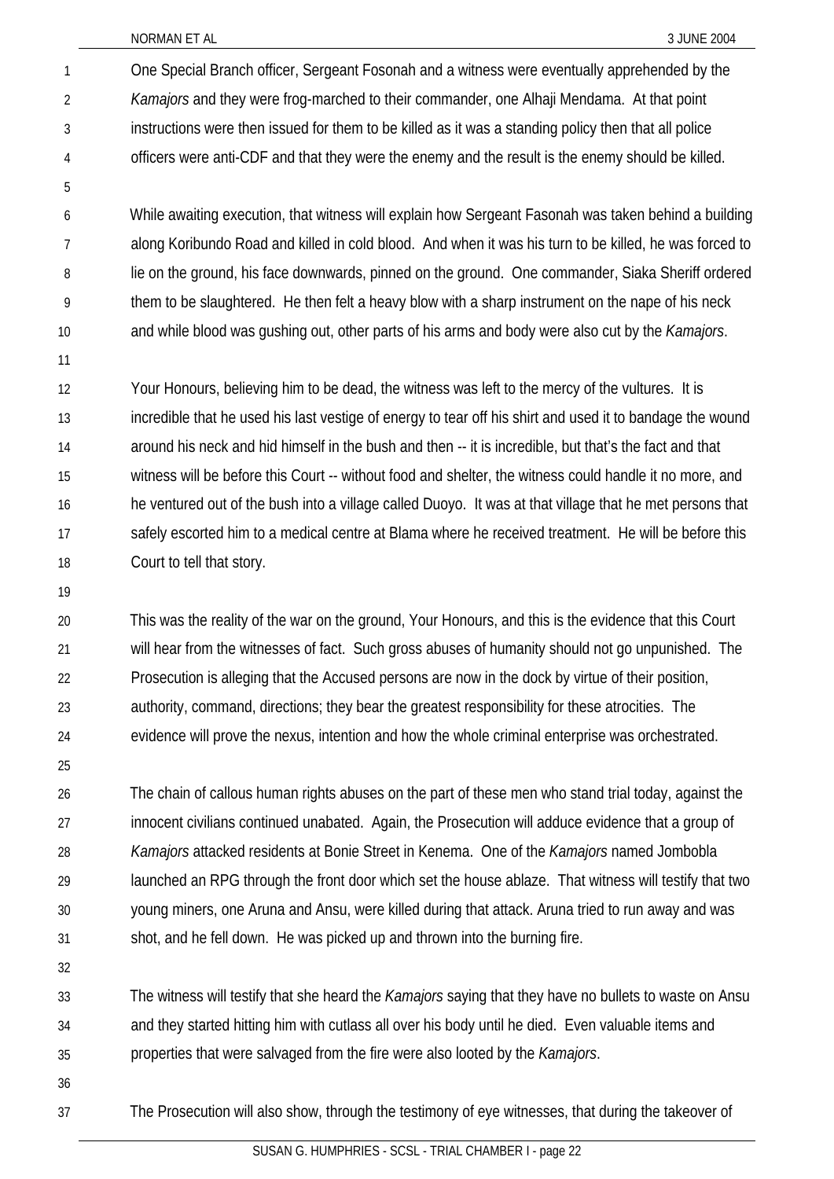One Special Branch officer, Sergeant Fosonah and a witness were eventually apprehended by the *Kamajors* and they were frog-marched to their commander, one Alhaji Mendama. At that point instructions were then issued for them to be killed as it was a standing policy then that all police officers were anti-CDF and that they were the enemy and the result is the enemy should be killed.

While awaiting execution, that witness will explain how Sergeant Fasonah was taken behind a building along Koribundo Road and killed in cold blood. And when it was his turn to be killed, he was forced to lie on the ground, his face downwards, pinned on the ground. One commander, Siaka Sheriff ordered them to be slaughtered. He then felt a heavy blow with a sharp instrument on the nape of his neck and while blood was gushing out, other parts of his arms and body were also cut by the *Kamajors*.

Your Honours, believing him to be dead, the witness was left to the mercy of the vultures. It is incredible that he used his last vestige of energy to tear off his shirt and used it to bandage the wound around his neck and hid himself in the bush and then -- it is incredible, but that's the fact and that witness will be before this Court -- without food and shelter, the witness could handle it no more, and he ventured out of the bush into a village called Duoyo. It was at that village that he met persons that safely escorted him to a medical centre at Blama where he received treatment. He will be before this Court to tell that story.

This was the reality of the war on the ground, Your Honours, and this is the evidence that this Court will hear from the witnesses of fact. Such gross abuses of humanity should not go unpunished. The Prosecution is alleging that the Accused persons are now in the dock by virtue of their position, authority, command, directions; they bear the greatest responsibility for these atrocities. The evidence will prove the nexus, intention and how the whole criminal enterprise was orchestrated.

The chain of callous human rights abuses on the part of these men who stand trial today, against the innocent civilians continued unabated. Again, the Prosecution will adduce evidence that a group of *Kamajors* attacked residents at Bonie Street in Kenema. One of the *Kamajors* named Jombobla launched an RPG through the front door which set the house ablaze. That witness will testify that two young miners, one Aruna and Ansu, were killed during that attack. Aruna tried to run away and was shot, and he fell down. He was picked up and thrown into the burning fire.

The witness will testify that she heard the *Kamajors* saying that they have no bullets to waste on Ansu and they started hitting him with cutlass all over his body until he died. Even valuable items and properties that were salvaged from the fire were also looted by the *Kamajors*.

The Prosecution will also show, through the testimony of eye witnesses, that during the takeover of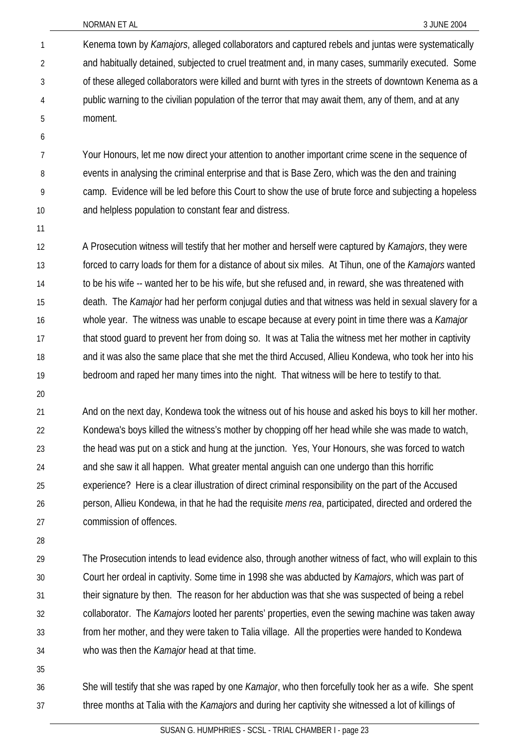Kenema town by *Kamajors*, alleged collaborators and captured rebels and juntas were systematically and habitually detained, subjected to cruel treatment and, in many cases, summarily executed. Some of these alleged collaborators were killed and burnt with tyres in the streets of downtown Kenema as a public warning to the civilian population of the terror that may await them, any of them, and at any moment.

Your Honours, let me now direct your attention to another important crime scene in the sequence of events in analysing the criminal enterprise and that is Base Zero, which was the den and training camp. Evidence will be led before this Court to show the use of brute force and subjecting a hopeless and helpless population to constant fear and distress.

A Prosecution witness will testify that her mother and herself were captured by *Kamajors*, they were forced to carry loads for them for a distance of about six miles. At Tihun, one of the *Kamajors* wanted to be his wife -- wanted her to be his wife, but she refused and, in reward, she was threatened with death. The *Kamajor* had her perform conjugal duties and that witness was held in sexual slavery for a whole year. The witness was unable to escape because at every point in time there was a *Kamajor* that stood guard to prevent her from doing so. It was at Talia the witness met her mother in captivity and it was also the same place that she met the third Accused, Allieu Kondewa, who took her into his bedroom and raped her many times into the night. That witness will be here to testify to that.

And on the next day, Kondewa took the witness out of his house and asked his boys to kill her mother. Kondewa's boys killed the witness's mother by chopping off her head while she was made to watch, the head was put on a stick and hung at the junction. Yes, Your Honours, she was forced to watch and she saw it all happen. What greater mental anguish can one undergo than this horrific experience? Here is a clear illustration of direct criminal responsibility on the part of the Accused person, Allieu Kondewa, in that he had the requisite *mens rea*, participated, directed and ordered the commission of offences.

The Prosecution intends to lead evidence also, through another witness of fact, who will explain to this Court her ordeal in captivity. Some time in 1998 she was abducted by *Kamajors*, which was part of their signature by then. The reason for her abduction was that she was suspected of being a rebel collaborator. The *Kamajors* looted her parents' properties, even the sewing machine was taken away from her mother, and they were taken to Talia village. All the properties were handed to Kondewa who was then the *Kamajor* head at that time.

She will testify that she was raped by one *Kamajor*, who then forcefully took her as a wife. She spent three months at Talia with the *Kamajors* and during her captivity she witnessed a lot of killings of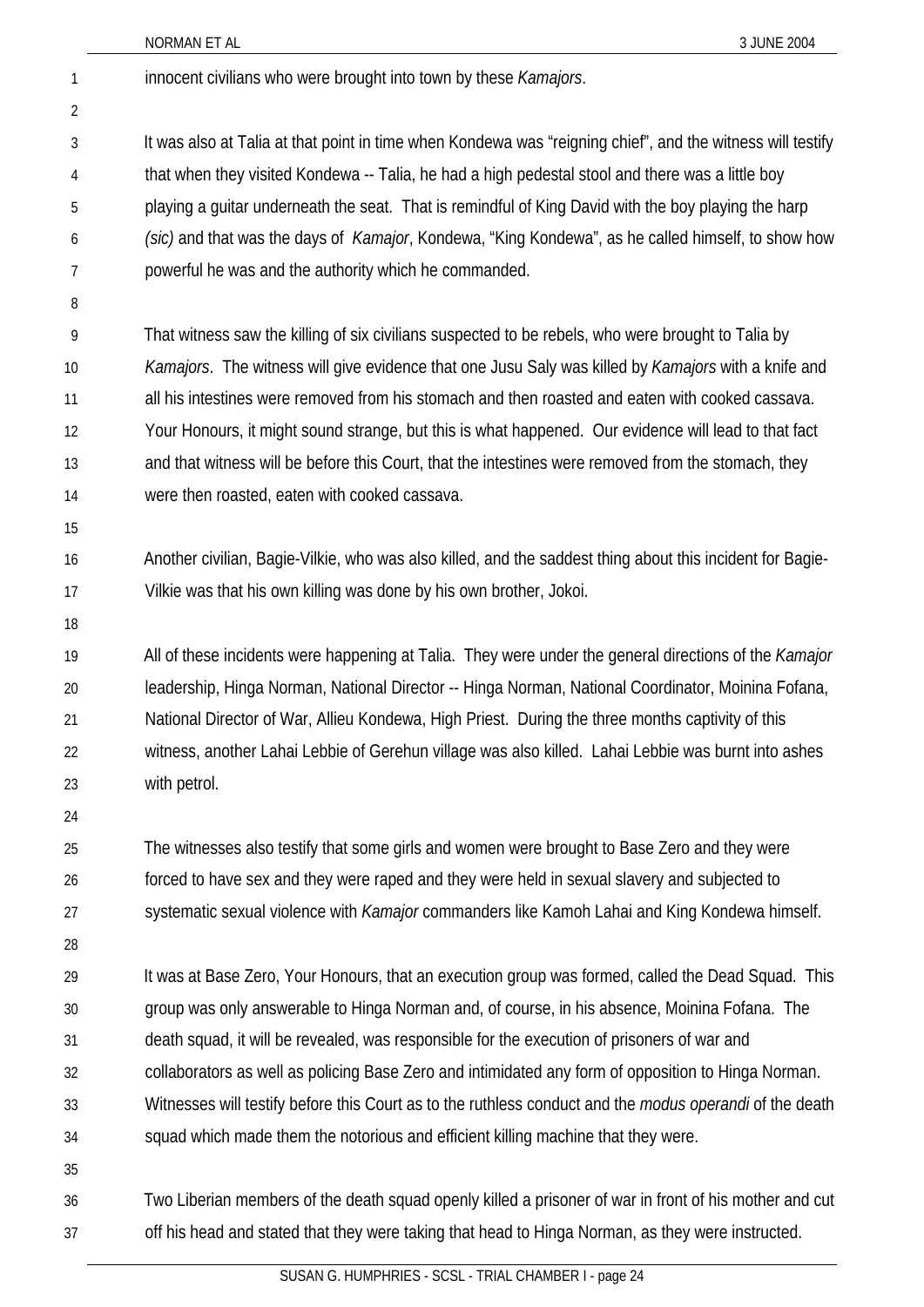innocent civilians who were brought into town by these *Kamajors*.

It was also at Talia at that point in time when Kondewa was "reigning chief", and the witness will testify that when they visited Kondewa -- Talia, he had a high pedestal stool and there was a little boy playing a guitar underneath the seat. That is remindful of King David with the boy playing the harp *(sic)* and that was the days of *Kamajor*, Kondewa, "King Kondewa", as he called himself, to show how powerful he was and the authority which he commanded.

That witness saw the killing of six civilians suspected to be rebels, who were brought to Talia by *Kamajors*. The witness will give evidence that one Jusu Saly was killed by *Kamajors* with a knife and all his intestines were removed from his stomach and then roasted and eaten with cooked cassava. Your Honours, it might sound strange, but this is what happened. Our evidence will lead to that fact and that witness will be before this Court, that the intestines were removed from the stomach, they were then roasted, eaten with cooked cassava.

Another civilian, Bagie-Vilkie, who was also killed, and the saddest thing about this incident for Bagie-Vilkie was that his own killing was done by his own brother, Jokoi.

All of these incidents were happening at Talia. They were under the general directions of the *Kamajor* leadership, Hinga Norman, National Director -- Hinga Norman, National Coordinator, Moinina Fofana, National Director of War, Allieu Kondewa, High Priest. During the three months captivity of this witness, another Lahai Lebbie of Gerehun village was also killed. Lahai Lebbie was burnt into ashes with petrol.

The witnesses also testify that some girls and women were brought to Base Zero and they were forced to have sex and they were raped and they were held in sexual slavery and subjected to systematic sexual violence with *Kamajor* commanders like Kamoh Lahai and King Kondewa himself.

It was at Base Zero, Your Honours, that an execution group was formed, called the Dead Squad. This group was only answerable to Hinga Norman and, of course, in his absence, Moinina Fofana. The death squad, it will be revealed, was responsible for the execution of prisoners of war and collaborators as well as policing Base Zero and intimidated any form of opposition to Hinga Norman. Witnesses will testify before this Court as to the ruthless conduct and the *modus operandi* of the death squad which made them the notorious and efficient killing machine that they were.

Two Liberian members of the death squad openly killed a prisoner of war in front of his mother and cut off his head and stated that they were taking that head to Hinga Norman, as they were instructed.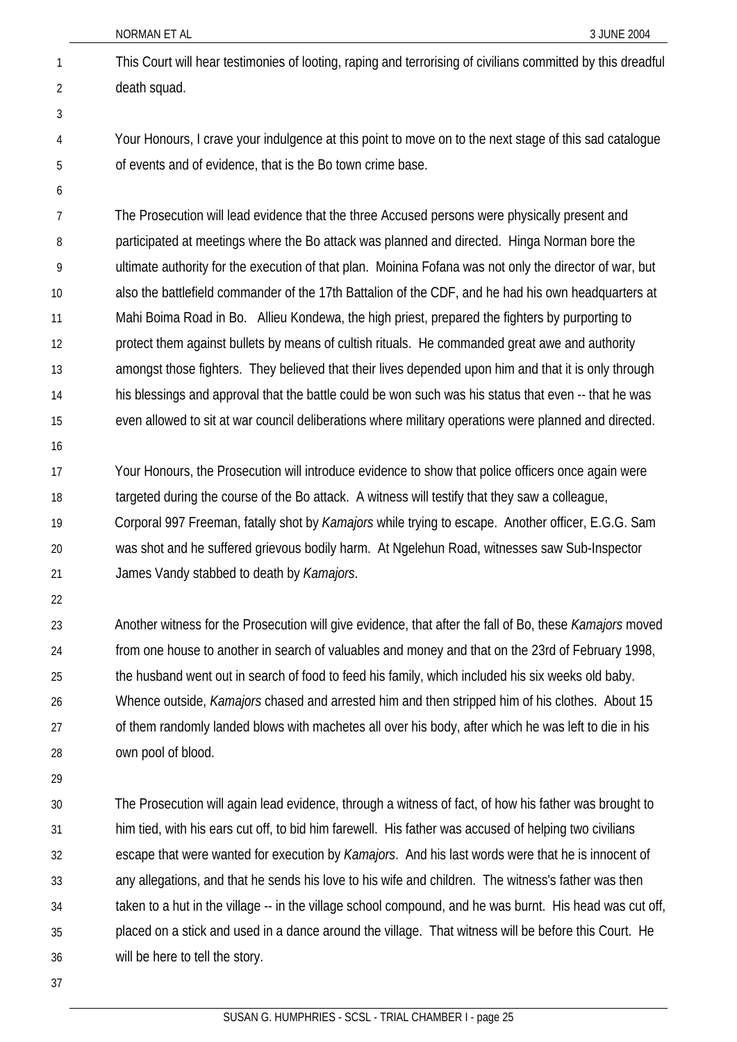This Court will hear testimonies of looting, raping and terrorising of civilians committed by this dreadful death squad.

Your Honours, I crave your indulgence at this point to move on to the next stage of this sad catalogue of events and of evidence, that is the Bo town crime base.

The Prosecution will lead evidence that the three Accused persons were physically present and participated at meetings where the Bo attack was planned and directed. Hinga Norman bore the ultimate authority for the execution of that plan. Moinina Fofana was not only the director of war, but also the battlefield commander of the 17th Battalion of the CDF, and he had his own headquarters at Mahi Boima Road in Bo. Allieu Kondewa, the high priest, prepared the fighters by purporting to protect them against bullets by means of cultish rituals. He commanded great awe and authority amongst those fighters. They believed that their lives depended upon him and that it is only through his blessings and approval that the battle could be won such was his status that even -- that he was even allowed to sit at war council deliberations where military operations were planned and directed.

Your Honours, the Prosecution will introduce evidence to show that police officers once again were targeted during the course of the Bo attack. A witness will testify that they saw a colleague, Corporal 997 Freeman, fatally shot by *Kamajors* while trying to escape. Another officer, E.G.G. Sam was shot and he suffered grievous bodily harm. At Ngelehun Road, witnesses saw Sub-Inspector James Vandy stabbed to death by *Kamajors*.

Another witness for the Prosecution will give evidence, that after the fall of Bo, these *Kamajors* moved from one house to another in search of valuables and money and that on the 23rd of February 1998, the husband went out in search of food to feed his family, which included his six weeks old baby. Whence outside, *Kamajors* chased and arrested him and then stripped him of his clothes. About 15 of them randomly landed blows with machetes all over his body, after which he was left to die in his own pool of blood.

The Prosecution will again lead evidence, through a witness of fact, of how his father was brought to him tied, with his ears cut off, to bid him farewell. His father was accused of helping two civilians escape that were wanted for execution by *Kamajors*. And his last words were that he is innocent of any allegations, and that he sends his love to his wife and children. The witness's father was then taken to a hut in the village -- in the village school compound, and he was burnt. His head was cut off, placed on a stick and used in a dance around the village. That witness will be before this Court. He will be here to tell the story.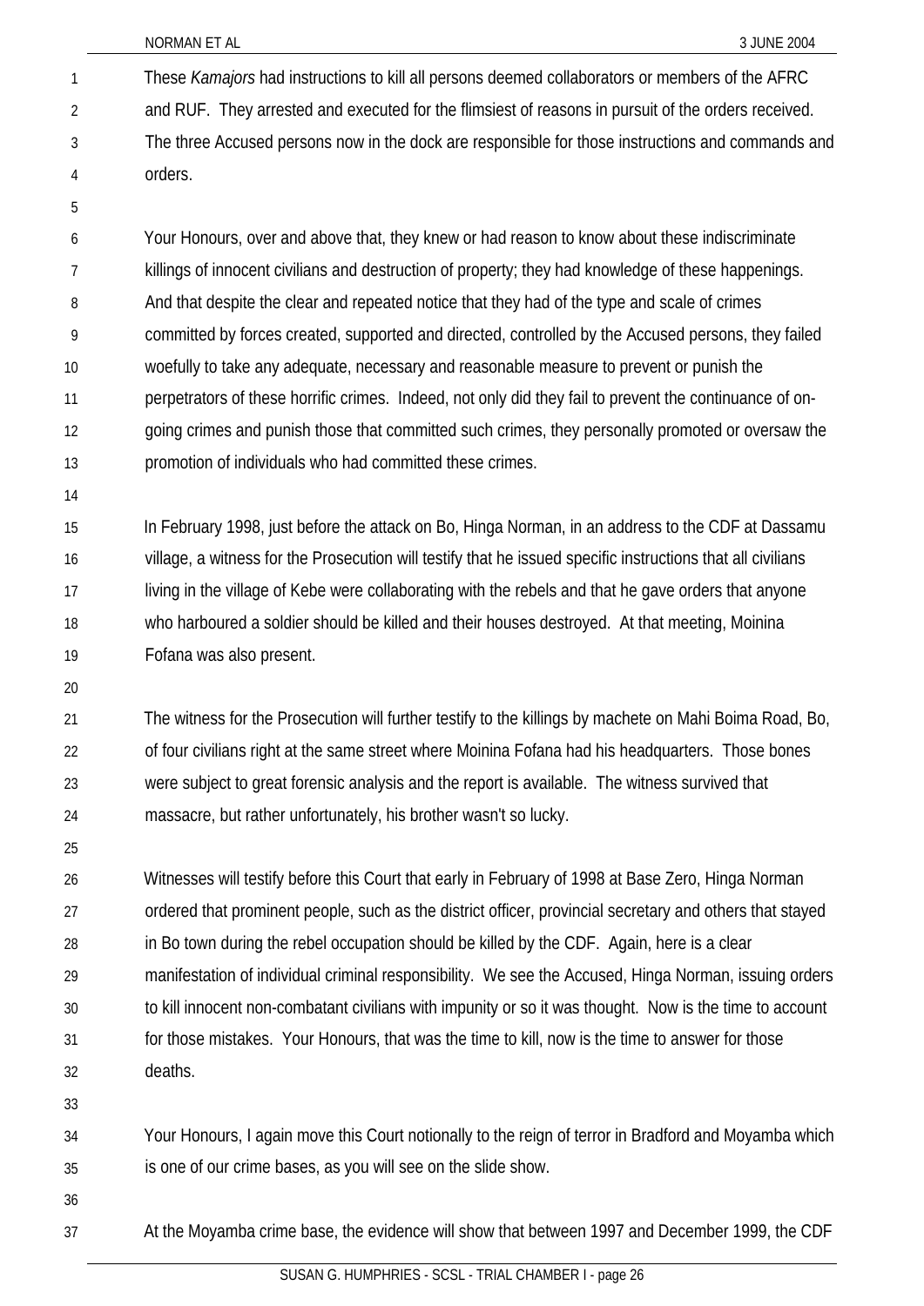These *Kamajors* had instructions to kill all persons deemed collaborators or members of the AFRC and RUF. They arrested and executed for the flimsiest of reasons in pursuit of the orders received. The three Accused persons now in the dock are responsible for those instructions and commands and orders.

Your Honours, over and above that, they knew or had reason to know about these indiscriminate killings of innocent civilians and destruction of property; they had knowledge of these happenings. And that despite the clear and repeated notice that they had of the type and scale of crimes committed by forces created, supported and directed, controlled by the Accused persons, they failed woefully to take any adequate, necessary and reasonable measure to prevent or punish the perpetrators of these horrific crimes. Indeed, not only did they fail to prevent the continuance of on-going crimes and punish those that committed such crimes, they personally promoted or oversaw the promotion of individuals who had committed these crimes.

In February 1998, just before the attack on Bo, Hinga Norman, in an address to the CDF at Dassamu village, a witness for the Prosecution will testify that he issued specific instructions that all civilians living in the village of Kebe were collaborating with the rebels and that he gave orders that anyone who harboured a soldier should be killed and their houses destroyed. At that meeting, Moinina Fofana was also present.

The witness for the Prosecution will further testify to the killings by machete on Mahi Boima Road, Bo, of four civilians right at the same street where Moinina Fofana had his headquarters. Those bones were subject to great forensic analysis and the report is available. The witness survived that massacre, but rather unfortunately, his brother wasn't so lucky.

Witnesses will testify before this Court that early in February of 1998 at Base Zero, Hinga Norman ordered that prominent people, such as the district officer, provincial secretary and others that stayed in Bo town during the rebel occupation should be killed by the CDF. Again, here is a clear manifestation of individual criminal responsibility. We see the Accused, Hinga Norman, issuing orders to kill innocent non-combatant civilians with impunity or so it was thought. Now is the time to account for those mistakes. Your Honours, that was the time to kill, now is the time to answer for those deaths.

Your Honours, I again move this Court notionally to the reign of terror in Bradford and Moyamba which is one of our crime bases, as you will see on the slide show.

At the Moyamba crime base, the evidence will show that between 1997 and December 1999, the CDF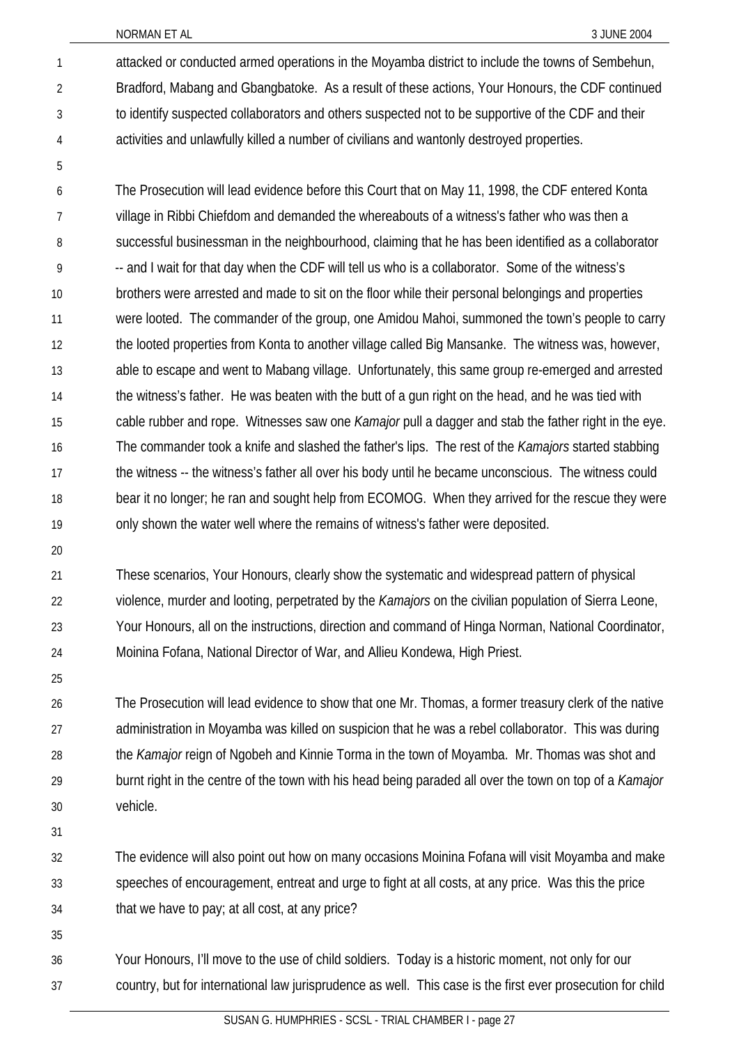attacked or conducted armed operations in the Moyamba district to include the towns of Sembehun, Bradford, Mabang and Gbangbatoke. As a result of these actions, Your Honours, the CDF continued to identify suspected collaborators and others suspected not to be supportive of the CDF and their activities and unlawfully killed a number of civilians and wantonly destroyed properties.

The Prosecution will lead evidence before this Court that on May 11, 1998, the CDF entered Konta village in Ribbi Chiefdom and demanded the whereabouts of a witness's father who was then a successful businessman in the neighbourhood, claiming that he has been identified as a collaborator -- and I wait for that day when the CDF will tell us who is a collaborator. Some of the witness's brothers were arrested and made to sit on the floor while their personal belongings and properties were looted. The commander of the group, one Amidou Mahoi, summoned the town's people to carry the looted properties from Konta to another village called Big Mansanke. The witness was, however, able to escape and went to Mabang village. Unfortunately, this same group re-emerged and arrested the witness's father. He was beaten with the butt of a gun right on the head, and he was tied with cable rubber and rope. Witnesses saw one *Kamajor* pull a dagger and stab the father right in the eye. The commander took a knife and slashed the father's lips. The rest of the *Kamajors* started stabbing the witness -- the witness's father all over his body until he became unconscious. The witness could bear it no longer; he ran and sought help from ECOMOG. When they arrived for the rescue they were only shown the water well where the remains of witness's father were deposited.

These scenarios, Your Honours, clearly show the systematic and widespread pattern of physical violence, murder and looting, perpetrated by the *Kamajors* on the civilian population of Sierra Leone, Your Honours, all on the instructions, direction and command of Hinga Norman, National Coordinator, Moinina Fofana, National Director of War, and Allieu Kondewa, High Priest.

The Prosecution will lead evidence to show that one Mr. Thomas, a former treasury clerk of the native administration in Moyamba was killed on suspicion that he was a rebel collaborator. This was during the *Kamajor* reign of Ngobeh and Kinnie Torma in the town of Moyamba. Mr. Thomas was shot and burnt right in the centre of the town with his head being paraded all over the town on top of a *Kamajor* vehicle.

The evidence will also point out how on many occasions Moinina Fofana will visit Moyamba and make speeches of encouragement, entreat and urge to fight at all costs, at any price. Was this the price that we have to pay; at all cost, at any price?

Your Honours, I'll move to the use of child soldiers. Today is a historic moment, not only for our country, but for international law jurisprudence as well. This case is the first ever prosecution for child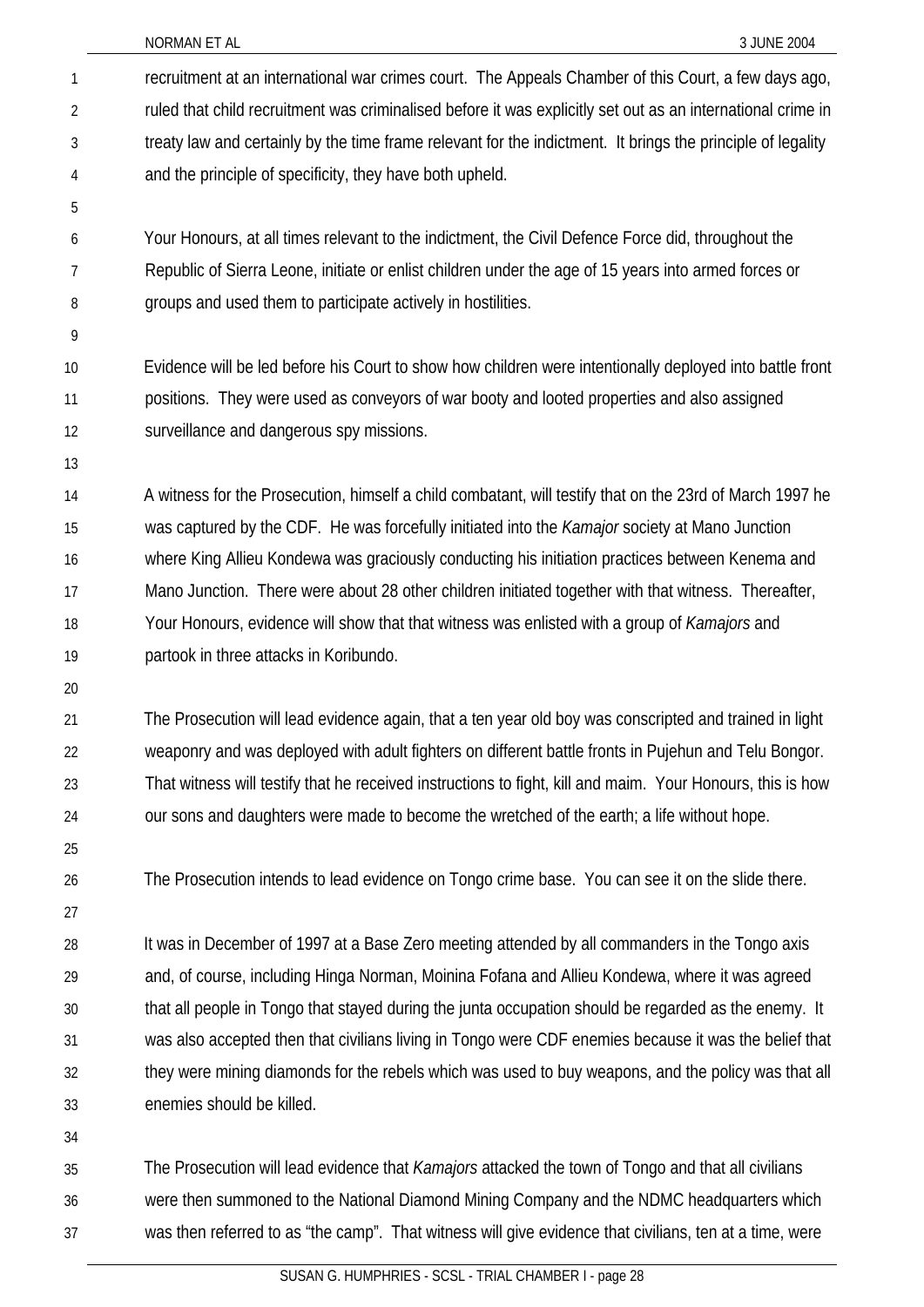recruitment at an international war crimes court. The Appeals Chamber of this Court, a few days ago, ruled that child recruitment was criminalised before it was explicitly set out as an international crime in treaty law and certainly by the time frame relevant for the indictment. It brings the principle of legality and the principle of specificity, they have both upheld.

Your Honours, at all times relevant to the indictment, the Civil Defence Force did, throughout the Republic of Sierra Leone, initiate or enlist children under the age of 15 years into armed forces or groups and used them to participate actively in hostilities.

Evidence will be led before his Court to show how children were intentionally deployed into battle front positions. They were used as conveyors of war booty and looted properties and also assigned surveillance and dangerous spy missions.

A witness for the Prosecution, himself a child combatant, will testify that on the 23rd of March 1997 he was captured by the CDF. He was forcefully initiated into the *Kamajor* society at Mano Junction where King Allieu Kondewa was graciously conducting his initiation practices between Kenema and Mano Junction. There were about 28 other children initiated together with that witness. Thereafter, Your Honours, evidence will show that that witness was enlisted with a group of *Kamajors* and partook in three attacks in Koribundo.

The Prosecution will lead evidence again, that a ten year old boy was conscripted and trained in light weaponry and was deployed with adult fighters on different battle fronts in Pujehun and Telu Bongor. That witness will testify that he received instructions to fight, kill and maim. Your Honours, this is how our sons and daughters were made to become the wretched of the earth; a life without hope.

The Prosecution intends to lead evidence on Tongo crime base. You can see it on the slide there.

It was in December of 1997 at a Base Zero meeting attended by all commanders in the Tongo axis and, of course, including Hinga Norman, Moinina Fofana and Allieu Kondewa, where it was agreed that all people in Tongo that stayed during the junta occupation should be regarded as the enemy. It was also accepted then that civilians living in Tongo were CDF enemies because it was the belief that they were mining diamonds for the rebels which was used to buy weapons, and the policy was that all enemies should be killed.

The Prosecution will lead evidence that *Kamajors* attacked the town of Tongo and that all civilians were then summoned to the National Diamond Mining Company and the NDMC headquarters which was then referred to as "the camp". That witness will give evidence that civilians, ten at a time, were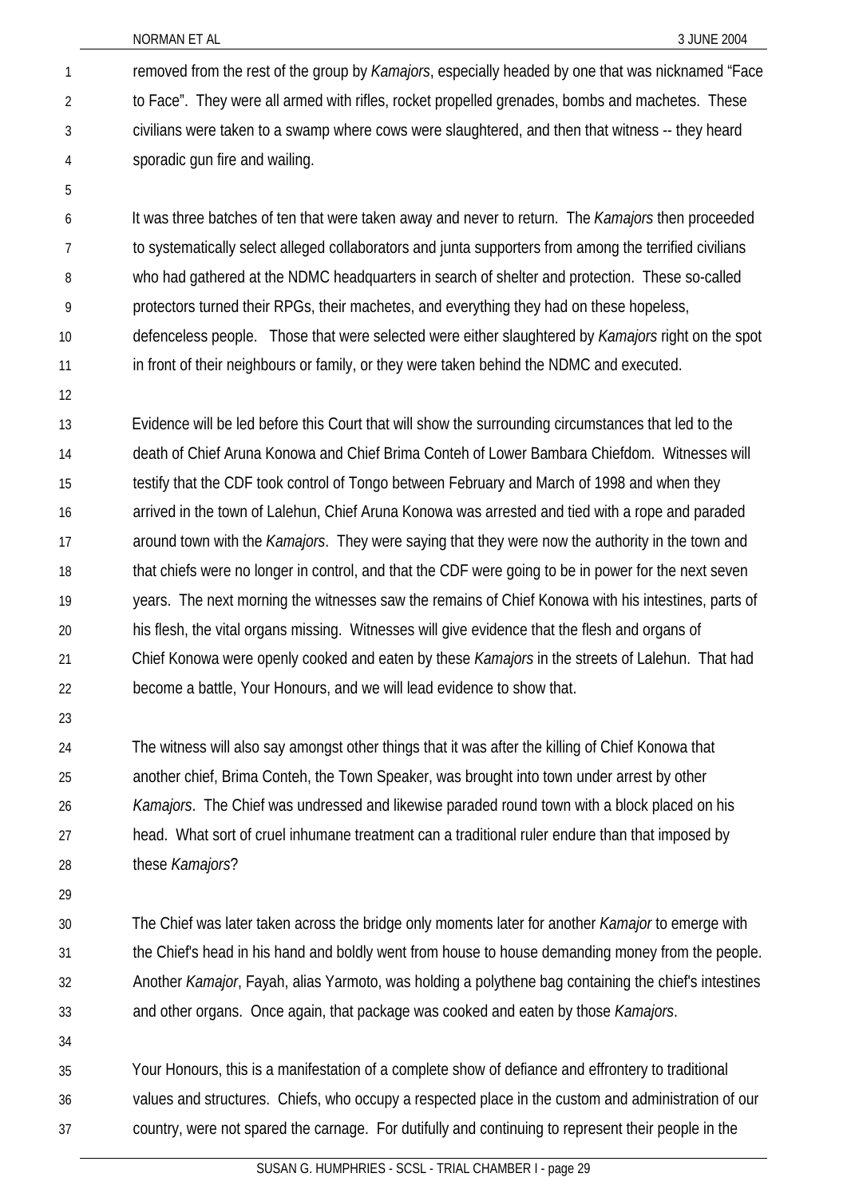removed from the rest of the group by *Kamajors*, especially headed by one that was nicknamed "Face to Face". They were all armed with rifles, rocket propelled grenades, bombs and machetes. These civilians were taken to a swamp where cows were slaughtered, and then that witness -- they heard sporadic gun fire and wailing.

It was three batches of ten that were taken away and never to return. The *Kamajors* then proceeded to systematically select alleged collaborators and junta supporters from among the terrified civilians who had gathered at the NDMC headquarters in search of shelter and protection. These so-called protectors turned their RPGs, their machetes, and everything they had on these hopeless, defenceless people. Those that were selected were either slaughtered by *Kamajors* right on the spot in front of their neighbours or family, or they were taken behind the NDMC and executed.

Evidence will be led before this Court that will show the surrounding circumstances that led to the death of Chief Aruna Konowa and Chief Brima Conteh of Lower Bambara Chiefdom. Witnesses will testify that the CDF took control of Tongo between February and March of 1998 and when they arrived in the town of Lalehun, Chief Aruna Konowa was arrested and tied with a rope and paraded around town with the *Kamajors*. They were saying that they were now the authority in the town and that chiefs were no longer in control, and that the CDF were going to be in power for the next seven years. The next morning the witnesses saw the remains of Chief Konowa with his intestines, parts of his flesh, the vital organs missing. Witnesses will give evidence that the flesh and organs of Chief Konowa were openly cooked and eaten by these *Kamajors* in the streets of Lalehun. That had become a battle, Your Honours, and we will lead evidence to show that.

The witness will also say amongst other things that it was after the killing of Chief Konowa that another chief, Brima Conteh, the Town Speaker, was brought into town under arrest by other *Kamajors*. The Chief was undressed and likewise paraded round town with a block placed on his head. What sort of cruel inhumane treatment can a traditional ruler endure than that imposed by these *Kamajors*?

The Chief was later taken across the bridge only moments later for another *Kamajor* to emerge with the Chief's head in his hand and boldly went from house to house demanding money from the people. Another *Kamajor*, Fayah, alias Yarmoto, was holding a polythene bag containing the chief's intestines and other organs. Once again, that package was cooked and eaten by those *Kamajors*.

Your Honours, this is a manifestation of a complete show of defiance and effrontery to traditional values and structures. Chiefs, who occupy a respected place in the custom and administration of our country, were not spared the carnage. For dutifully and continuing to represent their people in the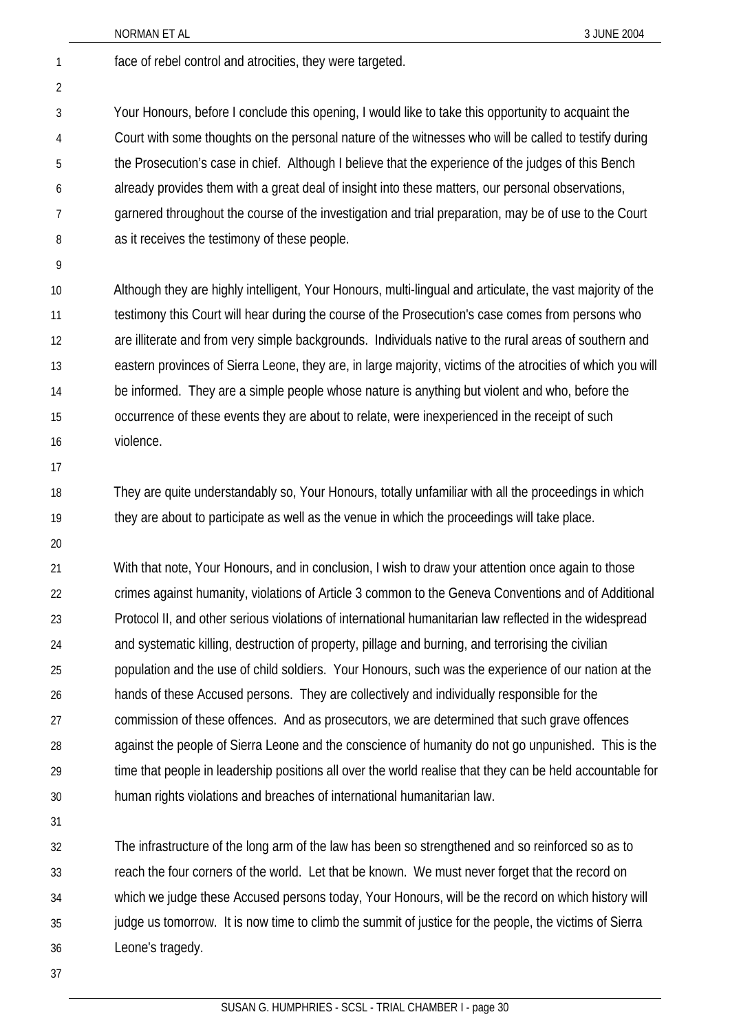face of rebel control and atrocities, they were targeted.

Your Honours, before I conclude this opening, I would like to take this opportunity to acquaint the Court with some thoughts on the personal nature of the witnesses who will be called to testify during the Prosecution's case in chief. Although I believe that the experience of the judges of this Bench already provides them with a great deal of insight into these matters, our personal observations, garnered throughout the course of the investigation and trial preparation, may be of use to the Court as it receives the testimony of these people.

Although they are highly intelligent, Your Honours, multi-lingual and articulate, the vast majority of the testimony this Court will hear during the course of the Prosecution's case comes from persons who are illiterate and from very simple backgrounds. Individuals native to the rural areas of southern and eastern provinces of Sierra Leone, they are, in large majority, victims of the atrocities of which you will be informed. They are a simple people whose nature is anything but violent and who, before the occurrence of these events they are about to relate, were inexperienced in the receipt of such violence.

They are quite understandably so, Your Honours, totally unfamiliar with all the proceedings in which they are about to participate as well as the venue in which the proceedings will take place.

With that note, Your Honours, and in conclusion, I wish to draw your attention once again to those crimes against humanity, violations of Article 3 common to the Geneva Conventions and of Additional Protocol II, and other serious violations of international humanitarian law reflected in the widespread and systematic killing, destruction of property, pillage and burning, and terrorising the civilian population and the use of child soldiers. Your Honours, such was the experience of our nation at the hands of these Accused persons. They are collectively and individually responsible for the commission of these offences. And as prosecutors, we are determined that such grave offences against the people of Sierra Leone and the conscience of humanity do not go unpunished. This is the time that people in leadership positions all over the world realise that they can be held accountable for human rights violations and breaches of international humanitarian law.

The infrastructure of the long arm of the law has been so strengthened and so reinforced so as to reach the four corners of the world. Let that be known. We must never forget that the record on which we judge these Accused persons today, Your Honours, will be the record on which history will judge us tomorrow. It is now time to climb the summit of justice for the people, the victims of Sierra Leone's tragedy.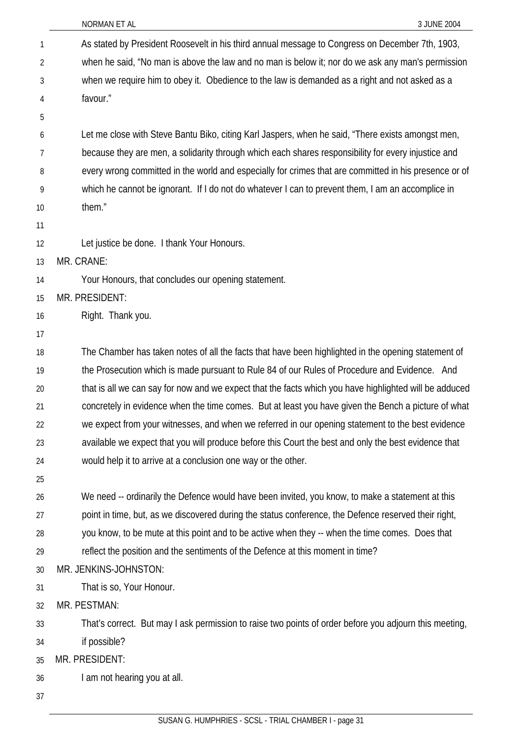As stated by President Roosevelt in his third annual message to Congress on December 7th, 1903, when he said, "No man is above the law and no man is below it; nor do we ask any man's permission when we require him to obey it. Obedience to the law is demanded as a right and not asked as a favour."

Let me close with Steve Bantu Biko, citing Karl Jaspers, when he said, "There exists amongst men, because they are men, a solidarity through which each shares responsibility for every injustice and every wrong committed in the world and especially for crimes that are committed in his presence or of which he cannot be ignorant. If I do not do whatever I can to prevent them, I am an accomplice in them."

Let justice be done. I thank Your Honours.

MR. CRANE:

Your Honours, that concludes our opening statement.

MR. PRESIDENT:

Right. Thank you.

The Chamber has taken notes of all the facts that have been highlighted in the opening statement of the Prosecution which is made pursuant to Rule 84 of our Rules of Procedure and Evidence. And that is all we can say for now and we expect that the facts which you have highlighted will be adduced concretely in evidence when the time comes. But at least you have given the Bench a picture of what we expect from your witnesses, and when we referred in our opening statement to the best evidence available we expect that you will produce before this Court the best and only the best evidence that would help it to arrive at a conclusion one way or the other.

We need -- ordinarily the Defence would have been invited, you know, to make a statement at this point in time, but, as we discovered during the status conference, the Defence reserved their right, you know, to be mute at this point and to be active when they -- when the time comes. Does that reflect the position and the sentiments of the Defence at this moment in time?

MR. JENKINS-JOHNSTON:

That is so, Your Honour.

MR. PESTMAN:

That's correct. But may I ask permission to raise two points of order before you adjourn this meeting, if possible?

MR. PRESIDENT:

I am not hearing you at all.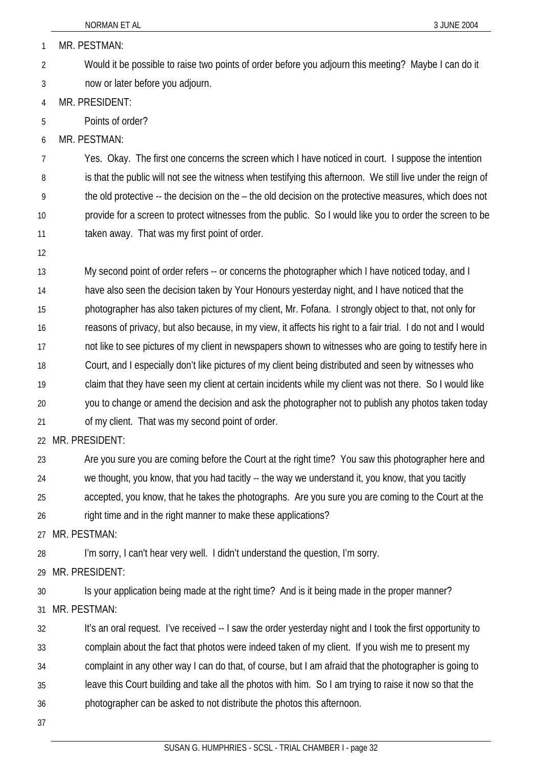MR. PESTMAN:

Would it be possible to raise two points of order before you adjourn this meeting? Maybe I can do it now or later before you adjourn.

MR. PRESIDENT:

Points of order?

MR. PESTMAN:

Yes. Okay. The first one concerns the screen which I have noticed in court. I suppose the intention is that the public will not see the witness when testifying this afternoon. We still live under the reign of the old protective -- the decision on the – the old decision on the protective measures, which does not provide for a screen to protect witnesses from the public. So I would like you to order the screen to be taken away. That was my first point of order.

My second point of order refers -- or concerns the photographer which I have noticed today, and I have also seen the decision taken by Your Honours yesterday night, and I have noticed that the photographer has also taken pictures of my client, Mr. Fofana. I strongly object to that, not only for reasons of privacy, but also because, in my view, it affects his right to a fair trial. I do not and I would not like to see pictures of my client in newspapers shown to witnesses who are going to testify here in Court, and I especially don't like pictures of my client being distributed and seen by witnesses who claim that they have seen my client at certain incidents while my client was not there. So I would like you to change or amend the decision and ask the photographer not to publish any photos taken today of my client. That was my second point of order.

MR. PRESIDENT:

Are you sure you are coming before the Court at the right time? You saw this photographer here and we thought, you know, that you had tacitly -- the way we understand it, you know, that you tacitly accepted, you know, that he takes the photographs. Are you sure you are coming to the Court at the right time and in the right manner to make these applications?

MR. PESTMAN:

I'm sorry, I can't hear very well. I didn't understand the question, I'm sorry.

MR. PRESIDENT:

Is your application being made at the right time? And is it being made in the proper manner?

MR. PESTMAN:

It's an oral request. I've received -- I saw the order yesterday night and I took the first opportunity to complain about the fact that photos were indeed taken of my client. If you wish me to present my complaint in any other way I can do that, of course, but I am afraid that the photographer is going to leave this Court building and take all the photos with him. So I am trying to raise it now so that the photographer can be asked to not distribute the photos this afternoon.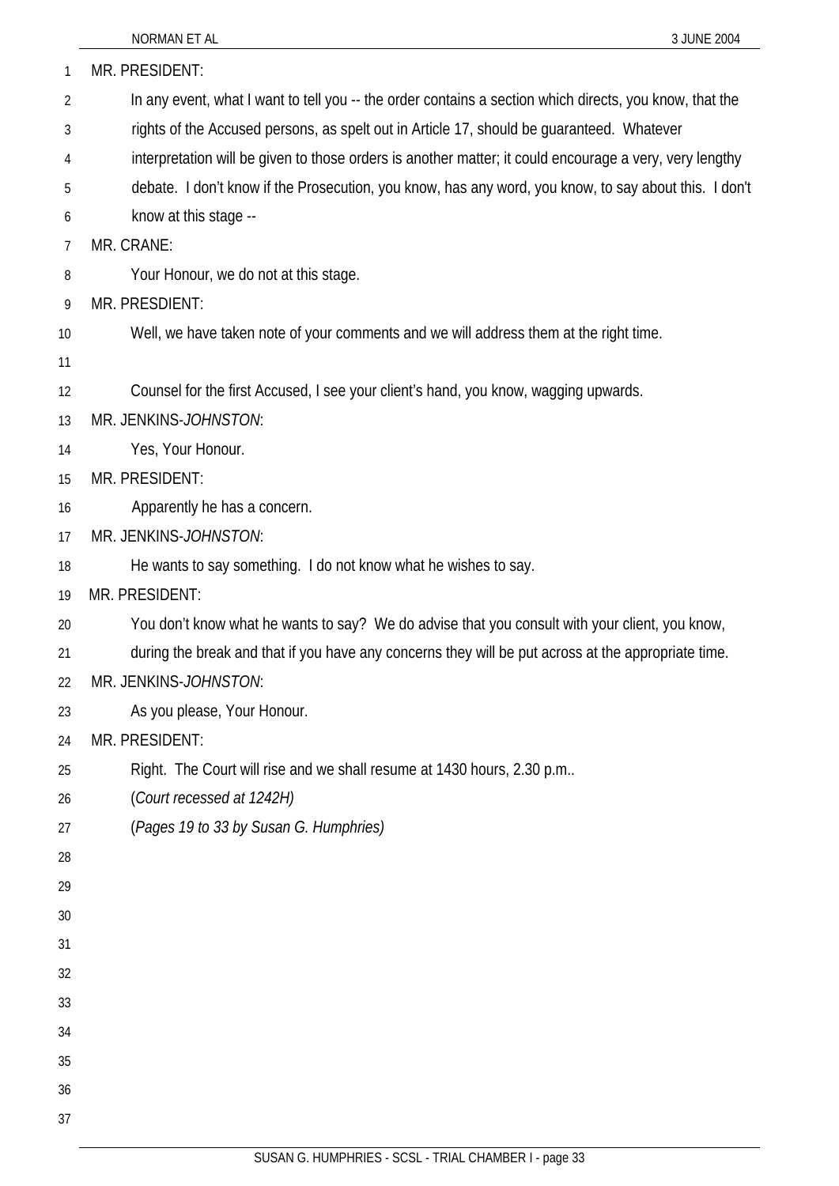MR. PRESIDENT:

In any event, what I want to tell you -- the order contains a section which directs, you know, that the rights of the Accused persons, as spelt out in Article 17, should be guaranteed. Whatever interpretation will be given to those orders is another matter; it could encourage a very, very lengthy debate. I don't know if the Prosecution, you know, has any word, you know, to say about this. I don't know at this stage --

MR. CRANE:

Your Honour, we do not at this stage.

MR. PRESDIENT:

Well, we have taken note of your comments and we will address them at the right time.

Counsel for the first Accused, I see your client's hand, you know, wagging upwards.

MR. JENKINS-*JOHNSTON*:

Yes, Your Honour.

MR. PRESIDENT:

Apparently he has a concern.

MR. JENKINS-*JOHNSTON*:

He wants to say something. I do not know what he wishes to say.

MR. PRESIDENT:

You don't know what he wants to say? We do advise that you consult with your client, you know, during the break and that if you have any concerns they will be put across at the appropriate time.

MR. JENKINS-*JOHNSTON*:

As you please, Your Honour.

MR. PRESIDENT:

Right. The Court will rise and we shall resume at 1430 hours, 2.30 p.m..

(*Court recessed at 1242H)*

(*Pages 19 to 33 by Susan G. Humphries)*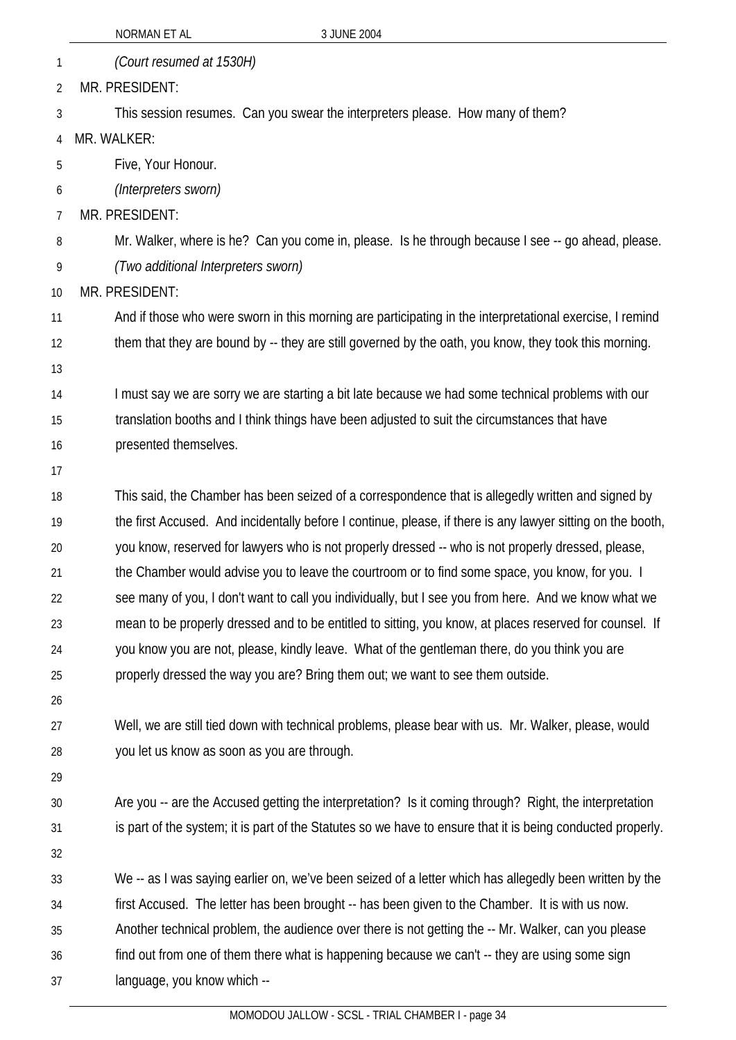*(Court resumed at 1530H)*

MR. PRESIDENT:

This session resumes. Can you swear the interpreters please. How many of them?

MR. WALKER:

Five, Your Honour.

*(Interpreters sworn)*

MR. PRESIDENT:

Mr. Walker, where is he? Can you come in, please. Is he through because I see -- go ahead, please.

*(Two additional Interpreters sworn)*

MR. PRESIDENT:

And if those who were sworn in this morning are participating in the interpretational exercise, I remind them that they are bound by -- they are still governed by the oath, you know, they took this morning.

I must say we are sorry we are starting a bit late because we had some technical problems with our translation booths and I think things have been adjusted to suit the circumstances that have presented themselves.

This said, the Chamber has been seized of a correspondence that is allegedly written and signed by the first Accused. And incidentally before I continue, please, if there is any lawyer sitting on the booth, you know, reserved for lawyers who is not properly dressed -- who is not properly dressed, please, the Chamber would advise you to leave the courtroom or to find some space, you know, for you. I see many of you, I don't want to call you individually, but I see you from here. And we know what we mean to be properly dressed and to be entitled to sitting, you know, at places reserved for counsel. If you know you are not, please, kindly leave. What of the gentleman there, do you think you are properly dressed the way you are? Bring them out; we want to see them outside.

Well, we are still tied down with technical problems, please bear with us. Mr. Walker, please, would you let us know as soon as you are through.

Are you -- are the Accused getting the interpretation? Is it coming through? Right, the interpretation is part of the system; it is part of the Statutes so we have to ensure that it is being conducted properly.

We -- as I was saying earlier on, we've been seized of a letter which has allegedly been written by the first Accused. The letter has been brought -- has been given to the Chamber. It is with us now. Another technical problem, the audience over there is not getting the -- Mr. Walker, can you please find out from one of them there what is happening because we can't -- they are using some sign language, you know which --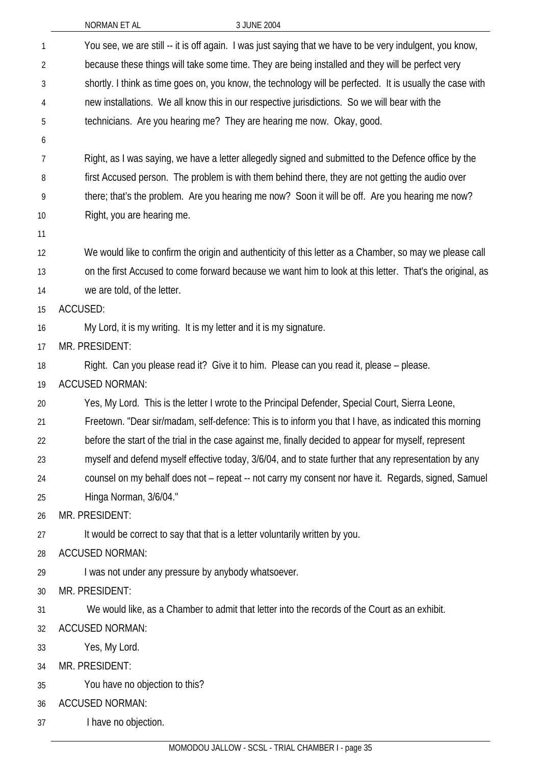You see, we are still -- it is off again. I was just saying that we have to be very indulgent, you know, because these things will take some time. They are being installed and they will be perfect very shortly. I think as time goes on, you know, the technology will be perfected. It is usually the case with new installations. We all know this in our respective jurisdictions. So we will bear with the technicians. Are you hearing me? They are hearing me now. Okay, good.

Right, as I was saying, we have a letter allegedly signed and submitted to the Defence office by the first Accused person. The problem is with them behind there, they are not getting the audio over there; that's the problem. Are you hearing me now? Soon it will be off. Are you hearing me now? Right, you are hearing me.

We would like to confirm the origin and authenticity of this letter as a Chamber, so may we please call on the first Accused to come forward because we want him to look at this letter. That's the original, as we are told, of the letter.

ACCUSED:

My Lord, it is my writing. It is my letter and it is my signature.

MR. PRESIDENT:

Right. Can you please read it? Give it to him. Please can you read it, please – please.

ACCUSED NORMAN:

Yes, My Lord. This is the letter I wrote to the Principal Defender, Special Court, Sierra Leone, Freetown. "Dear sir/madam, self-defence: This is to inform you that I have, as indicated this morning before the start of the trial in the case against me, finally decided to appear for myself, represent myself and defend myself effective today, 3/6/04, and to state further that any representation by any counsel on my behalf does not – repeat -- not carry my consent nor have it. Regards, signed, Samuel Hinga Norman, 3/6/04."

MR. PRESIDENT:

It would be correct to say that that is a letter voluntarily written by you.

ACCUSED NORMAN:

I was not under any pressure by anybody whatsoever.

MR. PRESIDENT:

We would like, as a Chamber to admit that letter into the records of the Court as an exhibit.

ACCUSED NORMAN:

Yes, My Lord.

MR. PRESIDENT:

You have no objection to this?

ACCUSED NORMAN:

I have no objection.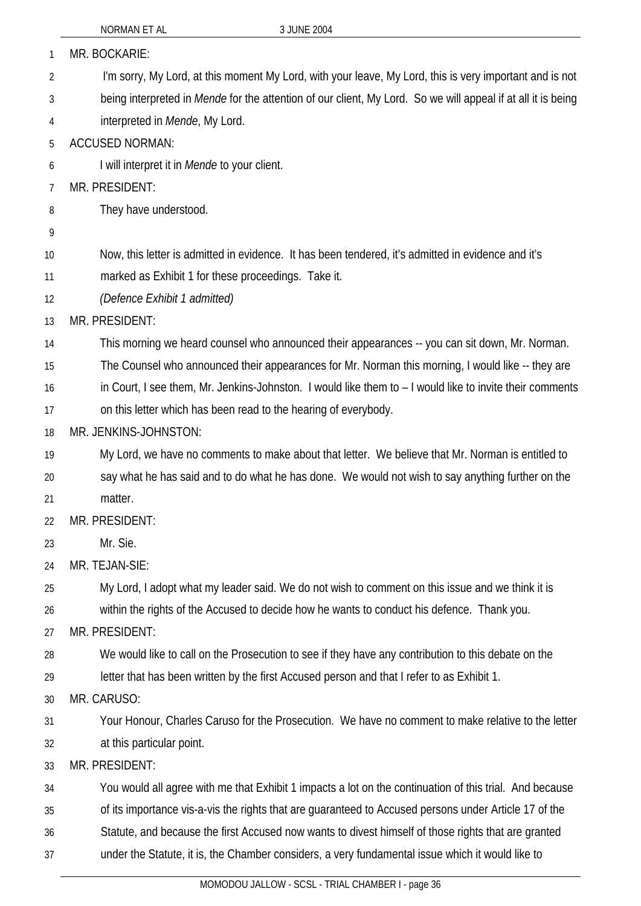MR. BOCKARIE:

I'm sorry, My Lord, at this moment My Lord, with your leave, My Lord, this is very important and is not being interpreted in *Mende* for the attention of our client, My Lord. So we will appeal if at all it is being interpreted in *Mende*, My Lord.

ACCUSED NORMAN:

I will interpret it in *Mende* to your client.

MR. PRESIDENT:

They have understood.

Now, this letter is admitted in evidence. It has been tendered, it's admitted in evidence and it's marked as Exhibit 1 for these proceedings. Take it.

*(Defence Exhibit 1 admitted)*

MR. PRESIDENT:

This morning we heard counsel who announced their appearances -- you can sit down, Mr. Norman. The Counsel who announced their appearances for Mr. Norman this morning, I would like -- they are in Court, I see them, Mr. Jenkins-Johnston. I would like them to – I would like to invite their comments on this letter which has been read to the hearing of everybody.

MR. JENKINS-JOHNSTON:

My Lord, we have no comments to make about that letter. We believe that Mr. Norman is entitled to say what he has said and to do what he has done. We would not wish to say anything further on the matter.

MR. PRESIDENT:

Mr. Sie.

MR. TEJAN-SIE:

My Lord, I adopt what my leader said. We do not wish to comment on this issue and we think it is within the rights of the Accused to decide how he wants to conduct his defence. Thank you.

MR. PRESIDENT:

We would like to call on the Prosecution to see if they have any contribution to this debate on the letter that has been written by the first Accused person and that I refer to as Exhibit 1.

MR. CARUSO:

Your Honour, Charles Caruso for the Prosecution. We have no comment to make relative to the letter at this particular point.

MR. PRESIDENT:

You would all agree with me that Exhibit 1 impacts a lot on the continuation of this trial. And because of its importance vis-a-vis the rights that are guaranteed to Accused persons under Article 17 of the Statute, and because the first Accused now wants to divest himself of those rights that are granted under the Statute, it is, the Chamber considers, a very fundamental issue which it would like to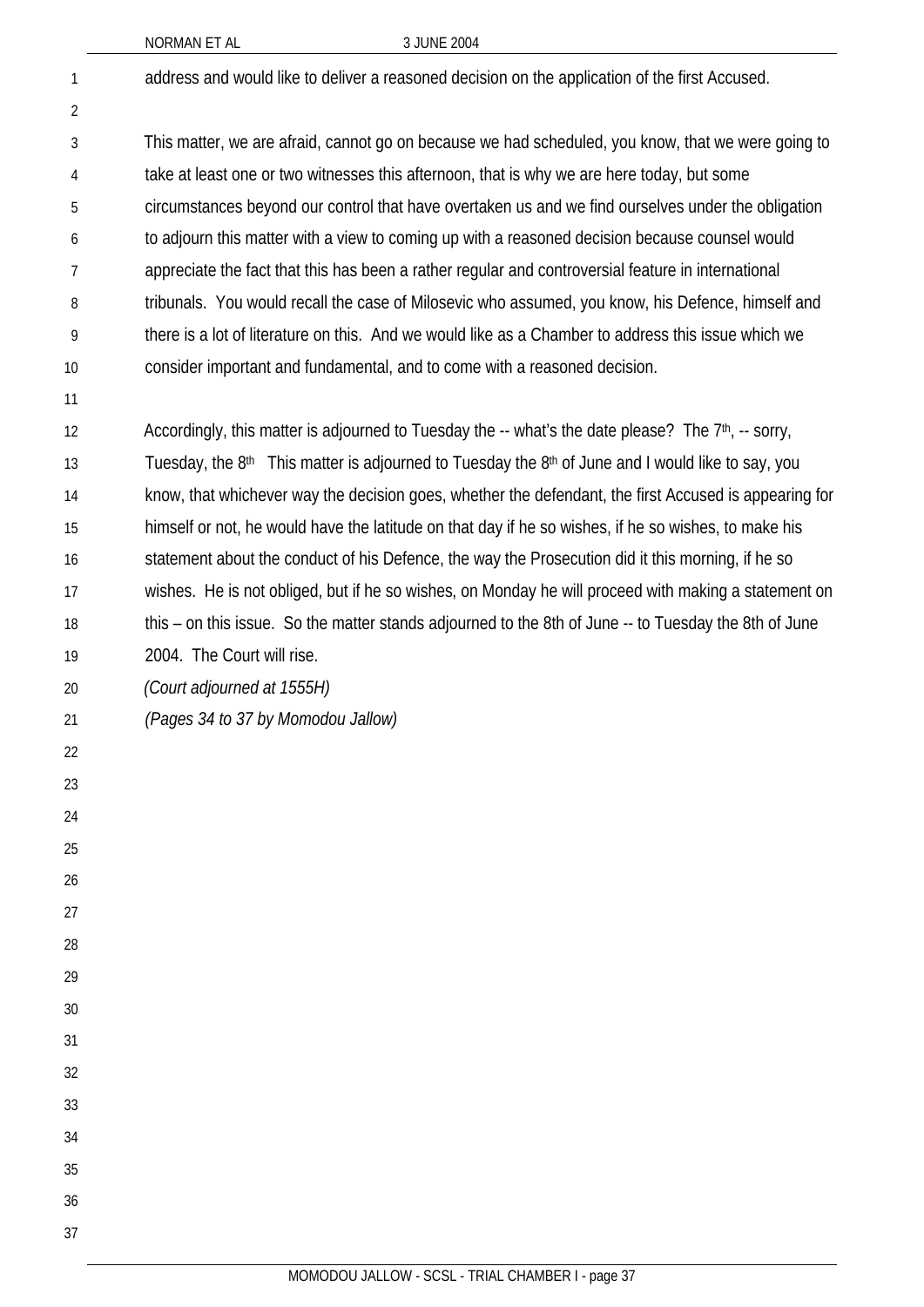address and would like to deliver a reasoned decision on the application of the first Accused.

This matter, we are afraid, cannot go on because we had scheduled, you know, that we were going to take at least one or two witnesses this afternoon, that is why we are here today, but some circumstances beyond our control that have overtaken us and we find ourselves under the obligation to adjourn this matter with a view to coming up with a reasoned decision because counsel would appreciate the fact that this has been a rather regular and controversial feature in international tribunals. You would recall the case of Milosevic who assumed, you know, his Defence, himself and there is a lot of literature on this. And we would like as a Chamber to address this issue which we consider important and fundamental, and to come with a reasoned decision.

Accordingly, this matter is adjourned to Tuesday the -- what's the date please? The 7th, -- sorry, Tuesday, the 8th This matter is adjourned to Tuesday the 8th of June and I would like to say, you know, that whichever way the decision goes, whether the defendant, the first Accused is appearing for himself or not, he would have the latitude on that day if he so wishes, if he so wishes, to make his statement about the conduct of his Defence, the way the Prosecution did it this morning, if he so wishes. He is not obliged, but if he so wishes, on Monday he will proceed with making a statement on this – on this issue. So the matter stands adjourned to the 8th of June -- to Tuesday the 8th of June 2004. The Court will rise.

*(Court adjourned at 1555H)*

*(Pages 34 to 37 by Momodou Jallow)*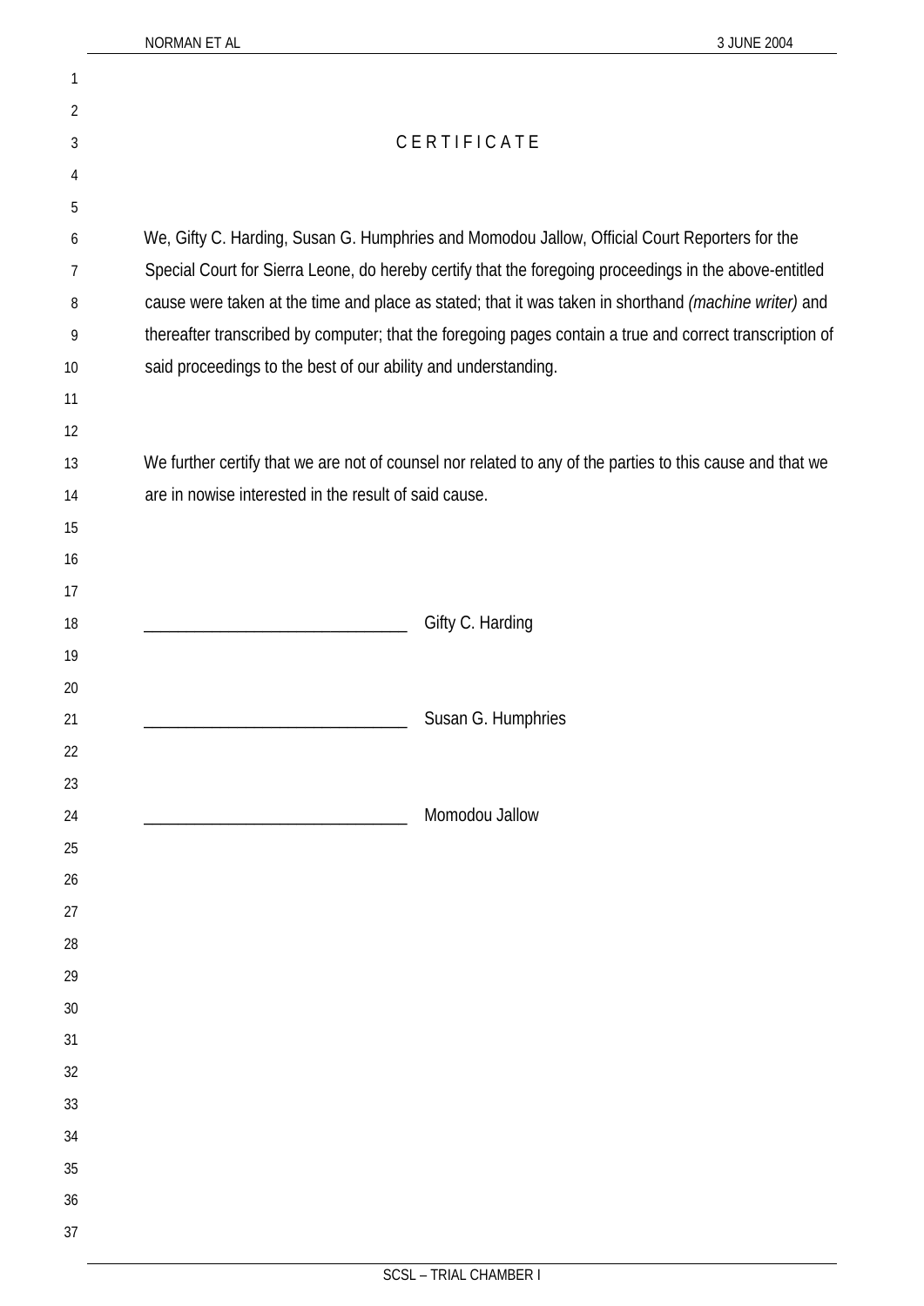# C E R T I F I C A T E

We, Gifty C. Harding, Susan G. Humphries and Momodou Jallow, Official Court Reporters for the Special Court for Sierra Leone, do hereby certify that the foregoing proceedings in the above-entitled cause were taken at the time and place as stated; that it was taken in shorthand *(machine writer)* and thereafter transcribed by computer; that the foregoing pages contain a true and correct transcription of said proceedings to the best of our ability and understanding.

We further certify that we are not of counsel nor related to any of the parties to this cause and that we are in nowise interested in the result of said cause.

_______________________________ Gifty C. Harding

_______________________________ Susan G. Humphries

_______________________________ Momodou Jallow